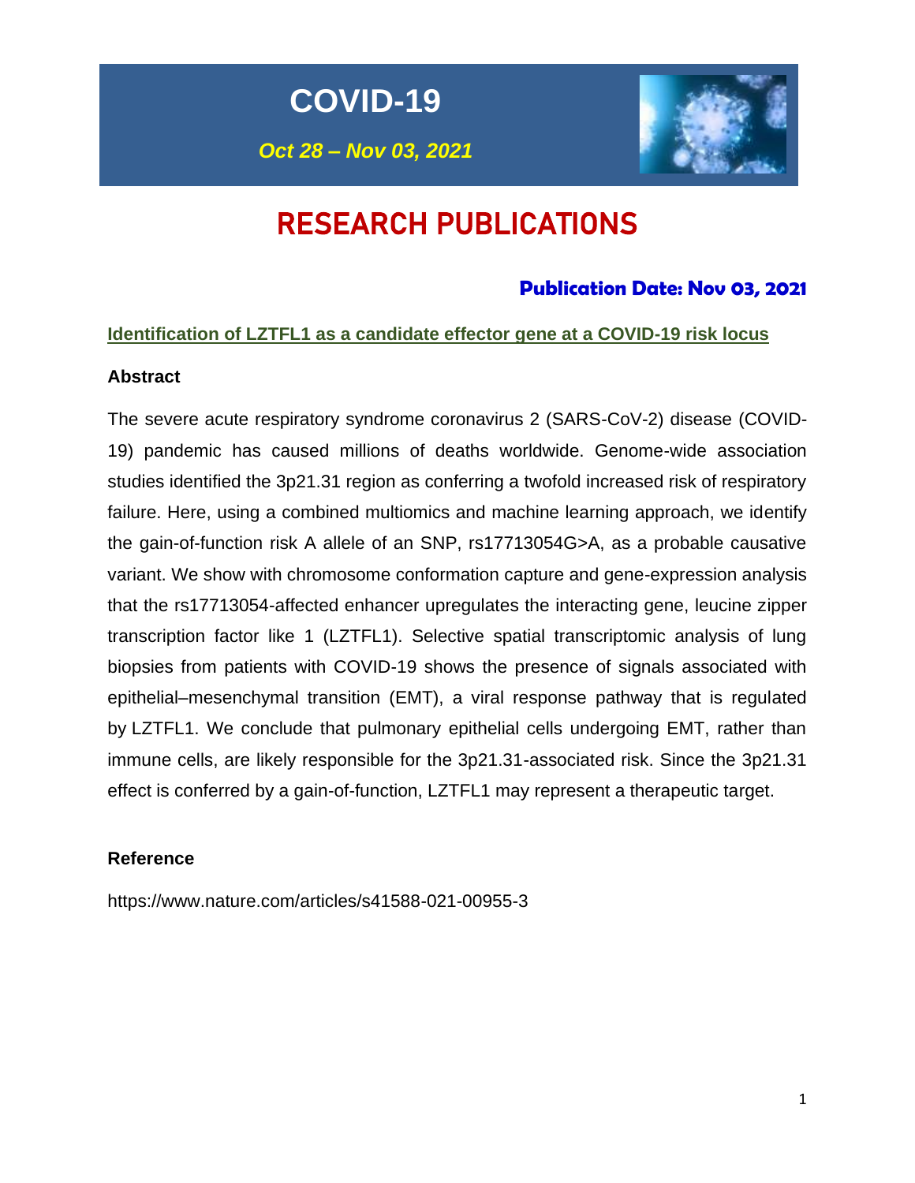# COVID-19

***Oct 28 – Nov 03, 2021***

# RESEARCH PUBLICATIONS

**Publication Date: Nov 03, 2021**

## Identification of LZTFL1 as a candidate effector gene at a COVID-19 risk locus

### Abstract

The severe acute respiratory syndrome coronavirus 2 (SARS-CoV-2) disease (COVID-19) pandemic has caused millions of deaths worldwide. Genome-wide association studies identified the 3p21.31 region as conferring a twofold increased risk of respiratory failure. Here, using a combined multiomics and machine learning approach, we identify the gain-of-function risk A allele of an SNP, rs17713054G>A, as a probable causative variant. We show with chromosome conformation capture and gene-expression analysis that the rs17713054-affected enhancer upregulates the interacting gene, leucine zipper transcription factor like 1 (LZTFL1). Selective spatial transcriptomic analysis of lung biopsies from patients with COVID-19 shows the presence of signals associated with epithelial–mesenchymal transition (EMT), a viral response pathway that is regulated by LZTFL1. We conclude that pulmonary epithelial cells undergoing EMT, rather than immune cells, are likely responsible for the 3p21.31-associated risk. Since the 3p21.31 effect is conferred by a gain-of-function, LZTFL1 may represent a therapeutic target.

### Reference

https://www.nature.com/articles/s41588-021-00955-3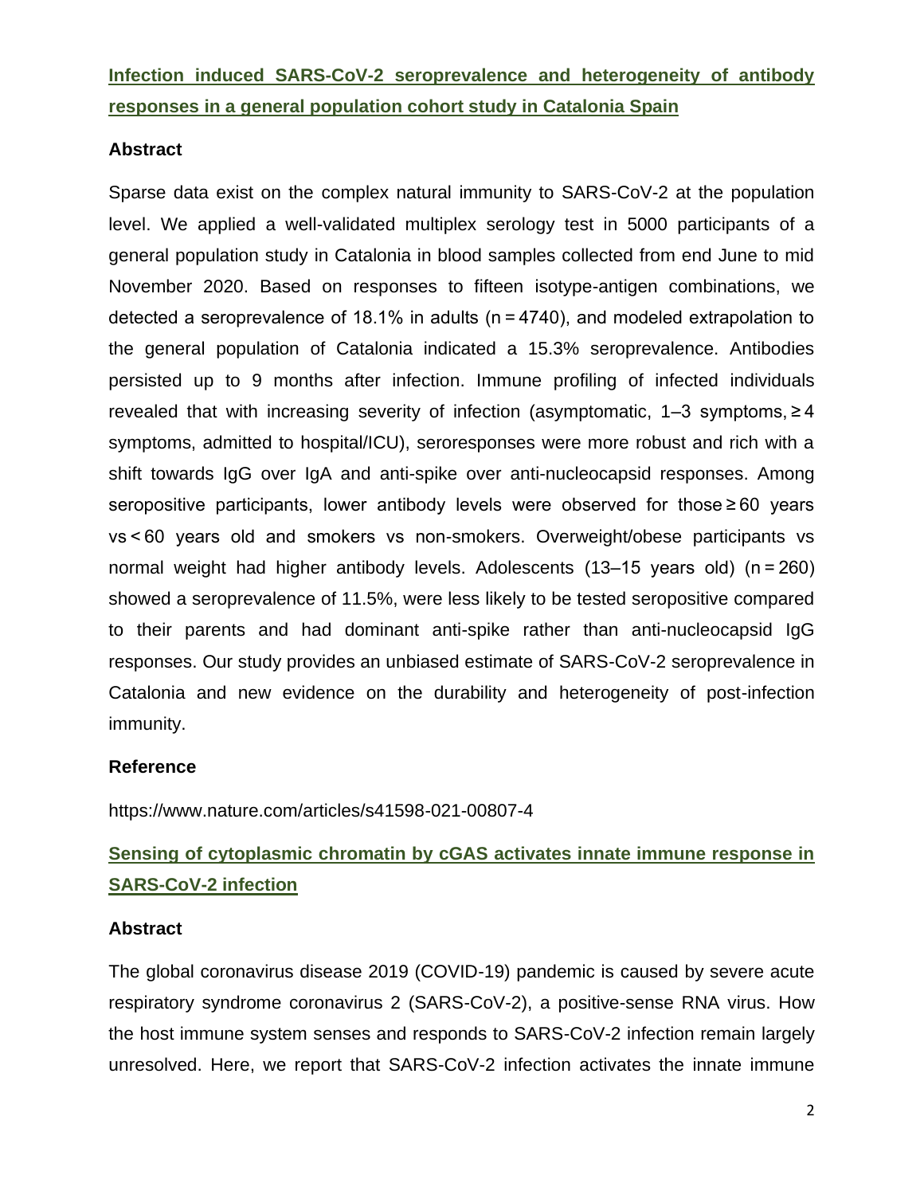## Infection induced SARS-CoV-2 seroprevalence and heterogeneity of antibody responses in a general population cohort study in Catalonia Spain

### Abstract

Sparse data exist on the complex natural immunity to SARS-CoV-2 at the population level. We applied a well-validated multiplex serology test in 5000 participants of a general population study in Catalonia in blood samples collected from end June to mid November 2020. Based on responses to fifteen isotype-antigen combinations, we detected a seroprevalence of 18.1% in adults (n = 4740), and modeled extrapolation to the general population of Catalonia indicated a 15.3% seroprevalence. Antibodies persisted up to 9 months after infection. Immune profiling of infected individuals revealed that with increasing severity of infection (asymptomatic, 1–3 symptoms, ≥ 4 symptoms, admitted to hospital/ICU), seroresponses were more robust and rich with a shift towards IgG over IgA and anti-spike over anti-nucleocapsid responses. Among seropositive participants, lower antibody levels were observed for those ≥ 60 years vs < 60 years old and smokers vs non-smokers. Overweight/obese participants vs normal weight had higher antibody levels. Adolescents (13–15 years old) (n = 260) showed a seroprevalence of 11.5%, were less likely to be tested seropositive compared to their parents and had dominant anti-spike rather than anti-nucleocapsid IgG responses. Our study provides an unbiased estimate of SARS-CoV-2 seroprevalence in Catalonia and new evidence on the durability and heterogeneity of post-infection immunity.

### Reference

https://www.nature.com/articles/s41598-021-00807-4

## Sensing of cytoplasmic chromatin by cGAS activates innate immune response in SARS-CoV-2 infection

### Abstract

The global coronavirus disease 2019 (COVID-19) pandemic is caused by severe acute respiratory syndrome coronavirus 2 (SARS-CoV-2), a positive-sense RNA virus. How the host immune system senses and responds to SARS-CoV-2 infection remain largely unresolved. Here, we report that SARS-CoV-2 infection activates the innate immune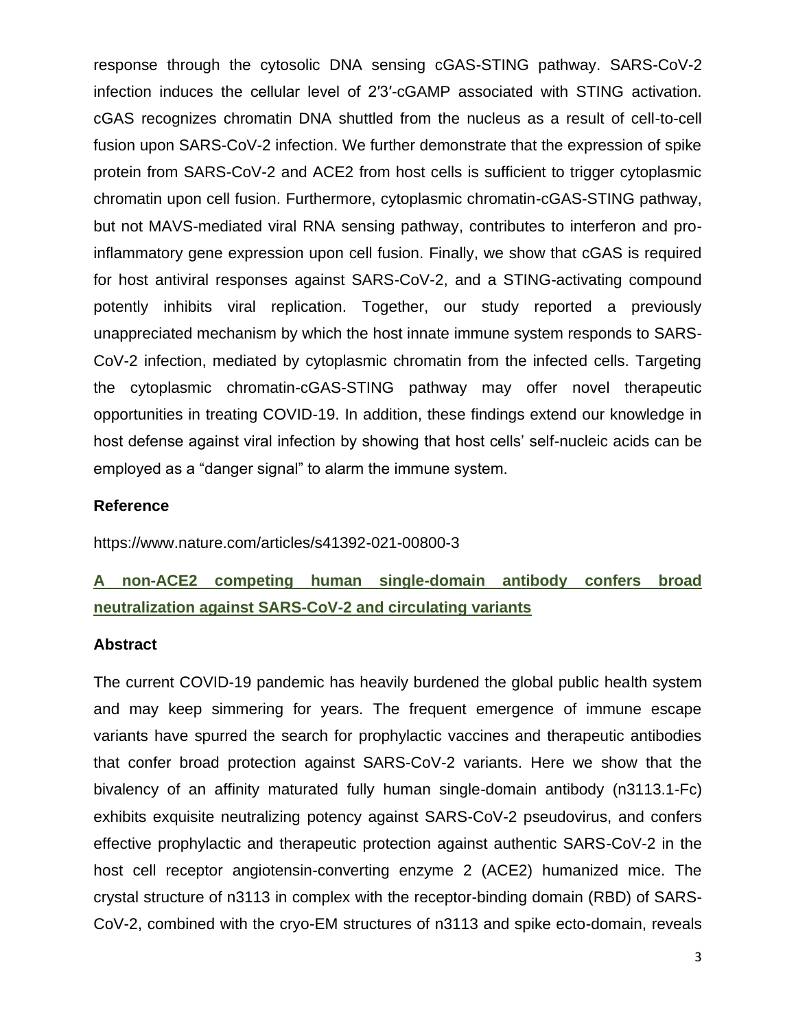response through the cytosolic DNA sensing cGAS-STING pathway. SARS-CoV-2 infection induces the cellular level of 2′3′-cGAMP associated with STING activation. cGAS recognizes chromatin DNA shuttled from the nucleus as a result of cell-to-cell fusion upon SARS-CoV-2 infection. We further demonstrate that the expression of spike protein from SARS-CoV-2 and ACE2 from host cells is sufficient to trigger cytoplasmic chromatin upon cell fusion. Furthermore, cytoplasmic chromatin-cGAS-STING pathway, but not MAVS-mediated viral RNA sensing pathway, contributes to interferon and pro-inflammatory gene expression upon cell fusion. Finally, we show that cGAS is required for host antiviral responses against SARS-CoV-2, and a STING-activating compound potently inhibits viral replication. Together, our study reported a previously unappreciated mechanism by which the host innate immune system responds to SARS-CoV-2 infection, mediated by cytoplasmic chromatin from the infected cells. Targeting the cytoplasmic chromatin-cGAS-STING pathway may offer novel therapeutic opportunities in treating COVID-19. In addition, these findings extend our knowledge in host defense against viral infection by showing that host cells' self-nucleic acids can be employed as a "danger signal" to alarm the immune system.

### Reference

https://www.nature.com/articles/s41392-021-00800-3

## A non-ACE2 competing human single-domain antibody confers broad neutralization against SARS-CoV-2 and circulating variants

### Abstract

The current COVID-19 pandemic has heavily burdened the global public health system and may keep simmering for years. The frequent emergence of immune escape variants have spurred the search for prophylactic vaccines and therapeutic antibodies that confer broad protection against SARS-CoV-2 variants. Here we show that the bivalency of an affinity maturated fully human single-domain antibody (n3113.1-Fc) exhibits exquisite neutralizing potency against SARS-CoV-2 pseudovirus, and confers effective prophylactic and therapeutic protection against authentic SARS-CoV-2 in the host cell receptor angiotensin-converting enzyme 2 (ACE2) humanized mice. The crystal structure of n3113 in complex with the receptor-binding domain (RBD) of SARS-CoV-2, combined with the cryo-EM structures of n3113 and spike ecto-domain, reveals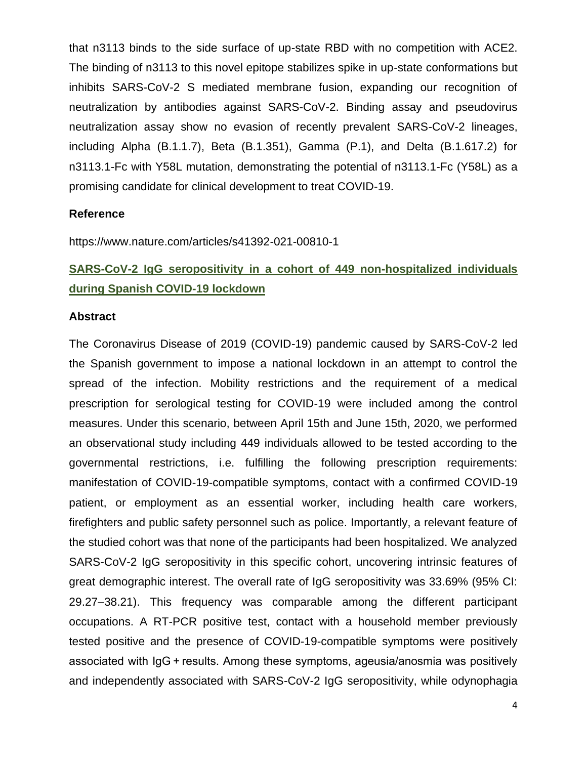that n3113 binds to the side surface of up-state RBD with no competition with ACE2. The binding of n3113 to this novel epitope stabilizes spike in up-state conformations but inhibits SARS-CoV-2 S mediated membrane fusion, expanding our recognition of neutralization by antibodies against SARS-CoV-2. Binding assay and pseudovirus neutralization assay show no evasion of recently prevalent SARS-CoV-2 lineages, including Alpha (B.1.1.7), Beta (B.1.351), Gamma (P.1), and Delta (B.1.617.2) for n3113.1-Fc with Y58L mutation, demonstrating the potential of n3113.1-Fc (Y58L) as a promising candidate for clinical development to treat COVID-19.

### Reference

https://www.nature.com/articles/s41392-021-00810-1

## SARS-CoV-2 IgG seropositivity in a cohort of 449 non-hospitalized individuals during Spanish COVID-19 lockdown

### Abstract

The Coronavirus Disease of 2019 (COVID-19) pandemic caused by SARS-CoV-2 led the Spanish government to impose a national lockdown in an attempt to control the spread of the infection. Mobility restrictions and the requirement of a medical prescription for serological testing for COVID-19 were included among the control measures. Under this scenario, between April 15th and June 15th, 2020, we performed an observational study including 449 individuals allowed to be tested according to the governmental restrictions, i.e. fulfilling the following prescription requirements: manifestation of COVID-19-compatible symptoms, contact with a confirmed COVID-19 patient, or employment as an essential worker, including health care workers, firefighters and public safety personnel such as police. Importantly, a relevant feature of the studied cohort was that none of the participants had been hospitalized. We analyzed SARS-CoV-2 IgG seropositivity in this specific cohort, uncovering intrinsic features of great demographic interest. The overall rate of IgG seropositivity was 33.69% (95% CI: 29.27–38.21). This frequency was comparable among the different participant occupations. A RT-PCR positive test, contact with a household member previously tested positive and the presence of COVID-19-compatible symptoms were positively associated with IgG + results. Among these symptoms, ageusia/anosmia was positively and independently associated with SARS-CoV-2 IgG seropositivity, while odynophagia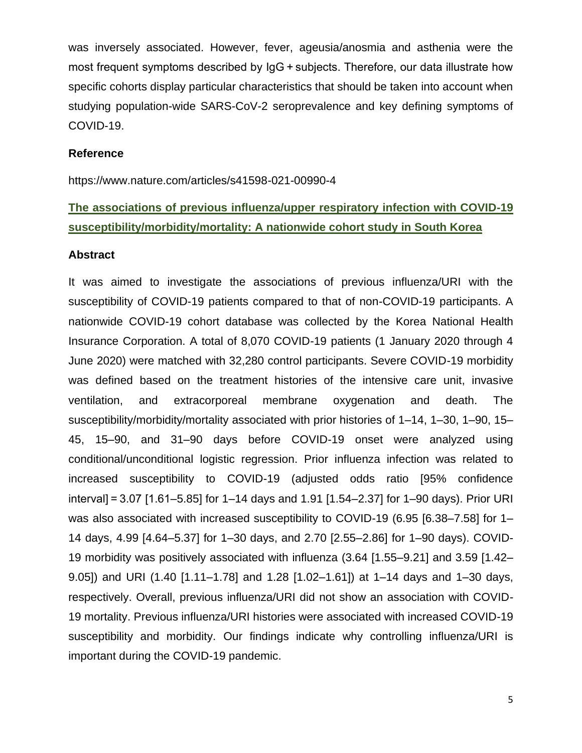was inversely associated. However, fever, ageusia/anosmia and asthenia were the most frequent symptoms described by IgG + subjects. Therefore, our data illustrate how specific cohorts display particular characteristics that should be taken into account when studying population-wide SARS-CoV-2 seroprevalence and key defining symptoms of COVID-19.

### Reference

https://www.nature.com/articles/s41598-021-00990-4

## The associations of previous influenza/upper respiratory infection with COVID-19 susceptibility/morbidity/mortality: A nationwide cohort study in South Korea

### Abstract

It was aimed to investigate the associations of previous influenza/URI with the susceptibility of COVID-19 patients compared to that of non-COVID-19 participants. A nationwide COVID-19 cohort database was collected by the Korea National Health Insurance Corporation. A total of 8,070 COVID-19 patients (1 January 2020 through 4 June 2020) were matched with 32,280 control participants. Severe COVID-19 morbidity was defined based on the treatment histories of the intensive care unit, invasive ventilation, and extracorporeal membrane oxygenation and death. The susceptibility/morbidity/mortality associated with prior histories of 1–14, 1–30, 1–90, 15–45, 15–90, and 31–90 days before COVID-19 onset were analyzed using conditional/unconditional logistic regression. Prior influenza infection was related to increased susceptibility to COVID-19 (adjusted odds ratio [95% confidence interval] = 3.07 [1.61–5.85] for 1–14 days and 1.91 [1.54–2.37] for 1–90 days). Prior URI was also associated with increased susceptibility to COVID-19 (6.95 [6.38–7.58] for 1–14 days, 4.99 [4.64–5.37] for 1–30 days, and 2.70 [2.55–2.86] for 1–90 days). COVID-19 morbidity was positively associated with influenza (3.64 [1.55–9.21] and 3.59 [1.42–9.05]) and URI (1.40 [1.11–1.78] and 1.28 [1.02–1.61]) at 1–14 days and 1–30 days, respectively. Overall, previous influenza/URI did not show an association with COVID-19 mortality. Previous influenza/URI histories were associated with increased COVID-19 susceptibility and morbidity. Our findings indicate why controlling influenza/URI is important during the COVID-19 pandemic.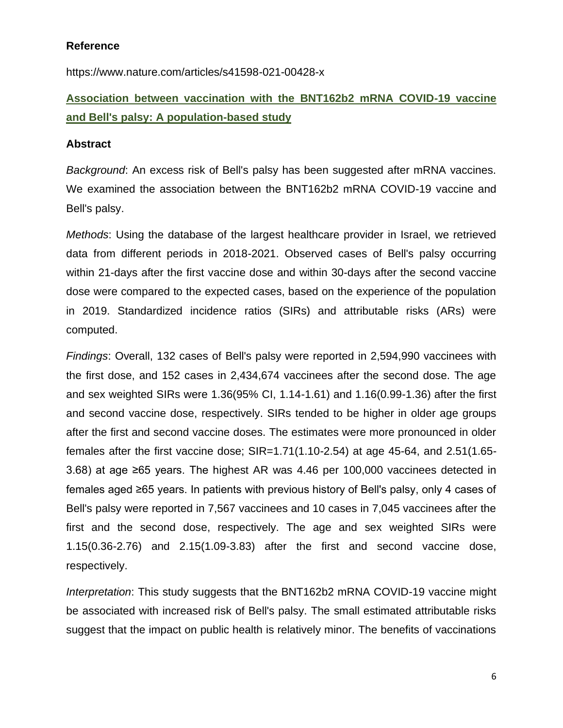**Reference**

https://www.nature.com/articles/s41598-021-00428-x

**Association between vaccination with the BNT162b2 mRNA COVID-19 vaccine and Bell's palsy: A population-based study**

**Abstract**

*Background*: An excess risk of Bell's palsy has been suggested after mRNA vaccines. We examined the association between the BNT162b2 mRNA COVID-19 vaccine and Bell's palsy.

*Methods*: Using the database of the largest healthcare provider in Israel, we retrieved data from different periods in 2018-2021. Observed cases of Bell's palsy occurring within 21-days after the first vaccine dose and within 30-days after the second vaccine dose were compared to the expected cases, based on the experience of the population in 2019. Standardized incidence ratios (SIRs) and attributable risks (ARs) were computed.

*Findings*: Overall, 132 cases of Bell's palsy were reported in 2,594,990 vaccinees with the first dose, and 152 cases in 2,434,674 vaccinees after the second dose. The age and sex weighted SIRs were 1.36(95% CI, 1.14-1.61) and 1.16(0.99-1.36) after the first and second vaccine dose, respectively. SIRs tended to be higher in older age groups after the first and second vaccine doses. The estimates were more pronounced in older females after the first vaccine dose; SIR=1.71(1.10-2.54) at age 45-64, and 2.51(1.65-3.68) at age ≥65 years. The highest AR was 4.46 per 100,000 vaccinees detected in females aged ≥65 years. In patients with previous history of Bell's palsy, only 4 cases of Bell's palsy were reported in 7,567 vaccinees and 10 cases in 7,045 vaccinees after the first and the second dose, respectively. The age and sex weighted SIRs were 1.15(0.36-2.76) and 2.15(1.09-3.83) after the first and second vaccine dose, respectively.

*Interpretation*: This study suggests that the BNT162b2 mRNA COVID-19 vaccine might be associated with increased risk of Bell's palsy. The small estimated attributable risks suggest that the impact on public health is relatively minor. The benefits of vaccinations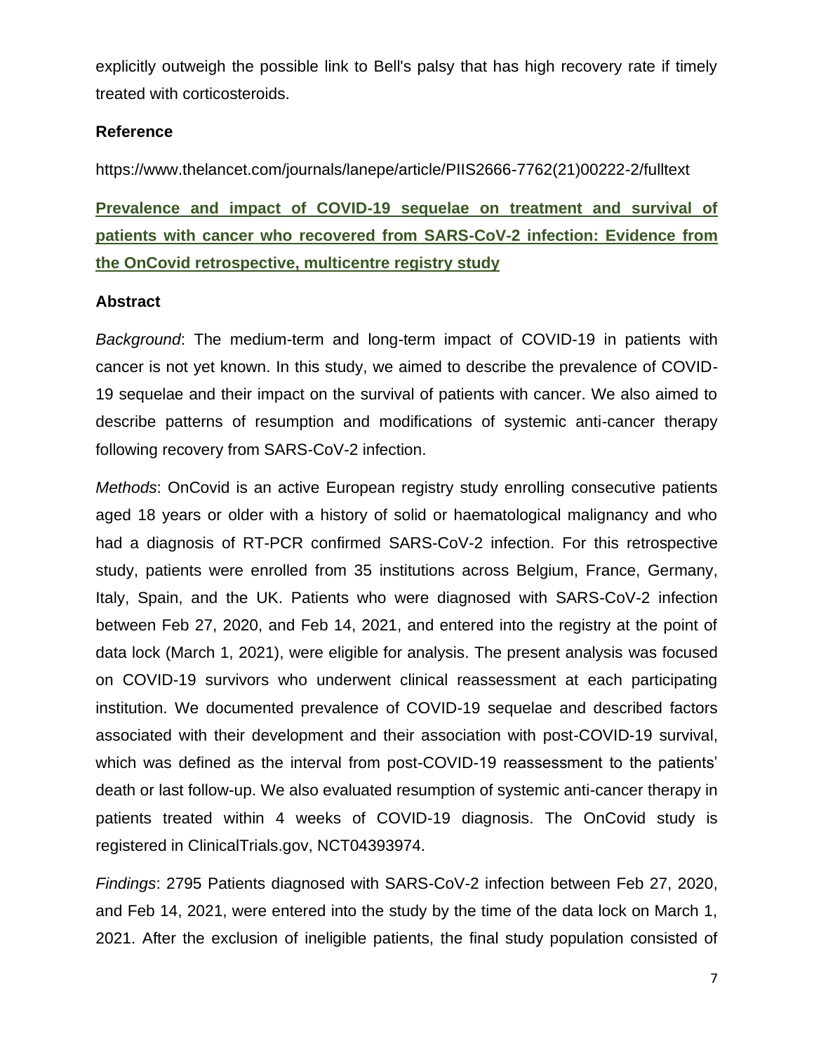explicitly outweigh the possible link to Bell's palsy that has high recovery rate if timely treated with corticosteroids.

### Reference

https://www.thelancet.com/journals/lanepe/article/PIIS2666-7762(21)00222-2/fulltext

## Prevalence and impact of COVID-19 sequelae on treatment and survival of patients with cancer who recovered from SARS-CoV-2 infection: Evidence from the OnCovid retrospective, multicentre registry study

### Abstract

*Background*: The medium-term and long-term impact of COVID-19 in patients with cancer is not yet known. In this study, we aimed to describe the prevalence of COVID-19 sequelae and their impact on the survival of patients with cancer. We also aimed to describe patterns of resumption and modifications of systemic anti-cancer therapy following recovery from SARS-CoV-2 infection.

*Methods*: OnCovid is an active European registry study enrolling consecutive patients aged 18 years or older with a history of solid or haematological malignancy and who had a diagnosis of RT-PCR confirmed SARS-CoV-2 infection. For this retrospective study, patients were enrolled from 35 institutions across Belgium, France, Germany, Italy, Spain, and the UK. Patients who were diagnosed with SARS-CoV-2 infection between Feb 27, 2020, and Feb 14, 2021, and entered into the registry at the point of data lock (March 1, 2021), were eligible for analysis. The present analysis was focused on COVID-19 survivors who underwent clinical reassessment at each participating institution. We documented prevalence of COVID-19 sequelae and described factors associated with their development and their association with post-COVID-19 survival, which was defined as the interval from post-COVID-19 reassessment to the patients' death or last follow-up. We also evaluated resumption of systemic anti-cancer therapy in patients treated within 4 weeks of COVID-19 diagnosis. The OnCovid study is registered in ClinicalTrials.gov, NCT04393974.

*Findings*: 2795 Patients diagnosed with SARS-CoV-2 infection between Feb 27, 2020, and Feb 14, 2021, were entered into the study by the time of the data lock on March 1, 2021. After the exclusion of ineligible patients, the final study population consisted of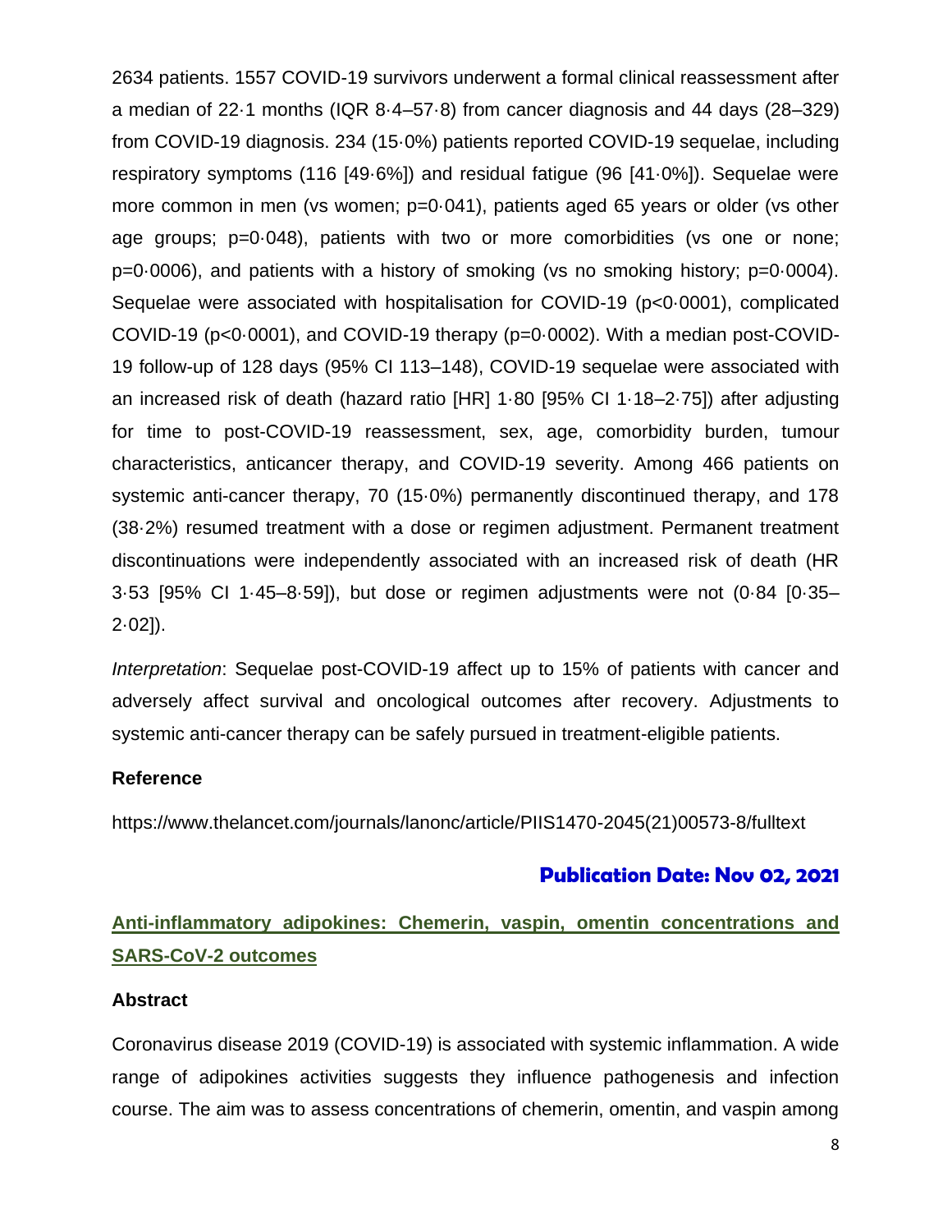2634 patients. 1557 COVID-19 survivors underwent a formal clinical reassessment after a median of 22·1 months (IQR 8·4–57·8) from cancer diagnosis and 44 days (28–329) from COVID-19 diagnosis. 234 (15·0%) patients reported COVID-19 sequelae, including respiratory symptoms (116 [49·6%]) and residual fatigue (96 [41·0%]). Sequelae were more common in men (vs women; p=0·041), patients aged 65 years or older (vs other age groups; p=0·048), patients with two or more comorbidities (vs one or none; p=0·0006), and patients with a history of smoking (vs no smoking history; p=0·0004). Sequelae were associated with hospitalisation for COVID-19 (p<0·0001), complicated COVID-19 (p<0·0001), and COVID-19 therapy (p=0·0002). With a median post-COVID-19 follow-up of 128 days (95% CI 113–148), COVID-19 sequelae were associated with an increased risk of death (hazard ratio [HR] 1·80 [95% CI 1·18–2·75]) after adjusting for time to post-COVID-19 reassessment, sex, age, comorbidity burden, tumour characteristics, anticancer therapy, and COVID-19 severity. Among 466 patients on systemic anti-cancer therapy, 70 (15·0%) permanently discontinued therapy, and 178 (38·2%) resumed treatment with a dose or regimen adjustment. Permanent treatment discontinuations were independently associated with an increased risk of death (HR 3·53 [95% CI 1·45–8·59]), but dose or regimen adjustments were not (0·84 [0·35–2·02]).

*Interpretation*: Sequelae post-COVID-19 affect up to 15% of patients with cancer and adversely affect survival and oncological outcomes after recovery. Adjustments to systemic anti-cancer therapy can be safely pursued in treatment-eligible patients.

**Reference**

https://www.thelancet.com/journals/lanonc/article/PIIS1470-2045(21)00573-8/fulltext

**Publication Date: Nov 02, 2021**

## Anti-inflammatory adipokines: Chemerin, vaspin, omentin concentrations and SARS-CoV-2 outcomes

**Abstract**

Coronavirus disease 2019 (COVID-19) is associated with systemic inflammation. A wide range of adipokines activities suggests they influence pathogenesis and infection course. The aim was to assess concentrations of chemerin, omentin, and vaspin among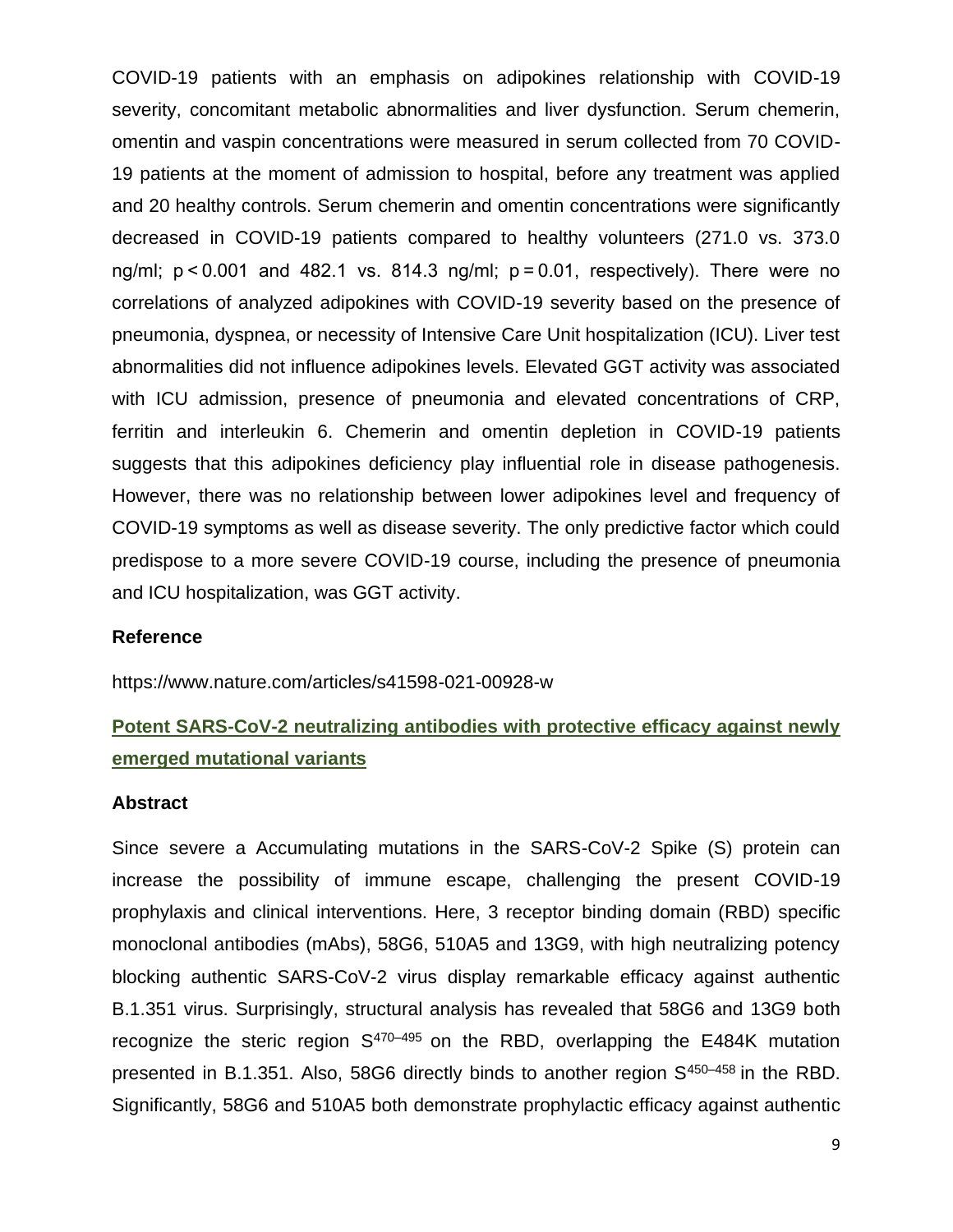COVID-19 patients with an emphasis on adipokines relationship with COVID-19 severity, concomitant metabolic abnormalities and liver dysfunction. Serum chemerin, omentin and vaspin concentrations were measured in serum collected from 70 COVID-19 patients at the moment of admission to hospital, before any treatment was applied and 20 healthy controls. Serum chemerin and omentin concentrations were significantly decreased in COVID-19 patients compared to healthy volunteers (271.0 vs. 373.0 ng/ml; $p < 0.001$ and 482.1 vs. 814.3 ng/ml; $p = 0.01$, respectively). There were no correlations of analyzed adipokines with COVID-19 severity based on the presence of pneumonia, dyspnea, or necessity of Intensive Care Unit hospitalization (ICU). Liver test abnormalities did not influence adipokines levels. Elevated GGT activity was associated with ICU admission, presence of pneumonia and elevated concentrations of CRP, ferritin and interleukin 6. Chemerin and omentin depletion in COVID-19 patients suggests that this adipokines deficiency play influential role in disease pathogenesis. However, there was no relationship between lower adipokines level and frequency of COVID-19 symptoms as well as disease severity. The only predictive factor which could predispose to a more severe COVID-19 course, including the presence of pneumonia and ICU hospitalization, was GGT activity.

### Reference

https://www.nature.com/articles/s41598-021-00928-w

## Potent SARS-CoV-2 neutralizing antibodies with protective efficacy against newly emerged mutational variants

### Abstract

Since severe a Accumulating mutations in the SARS-CoV-2 Spike (S) protein can increase the possibility of immune escape, challenging the present COVID-19 prophylaxis and clinical interventions. Here, 3 receptor binding domain (RBD) specific monoclonal antibodies (mAbs), 58G6, 510A5 and 13G9, with high neutralizing potency blocking authentic SARS-CoV-2 virus display remarkable efficacy against authentic B.1.351 virus. Surprisingly, structural analysis has revealed that 58G6 and 13G9 both recognize the steric region $S^{470–495}$ on the RBD, overlapping the E484K mutation presented in B.1.351. Also, 58G6 directly binds to another region $S^{450–458}$ in the RBD. Significantly, 58G6 and 510A5 both demonstrate prophylactic efficacy against authentic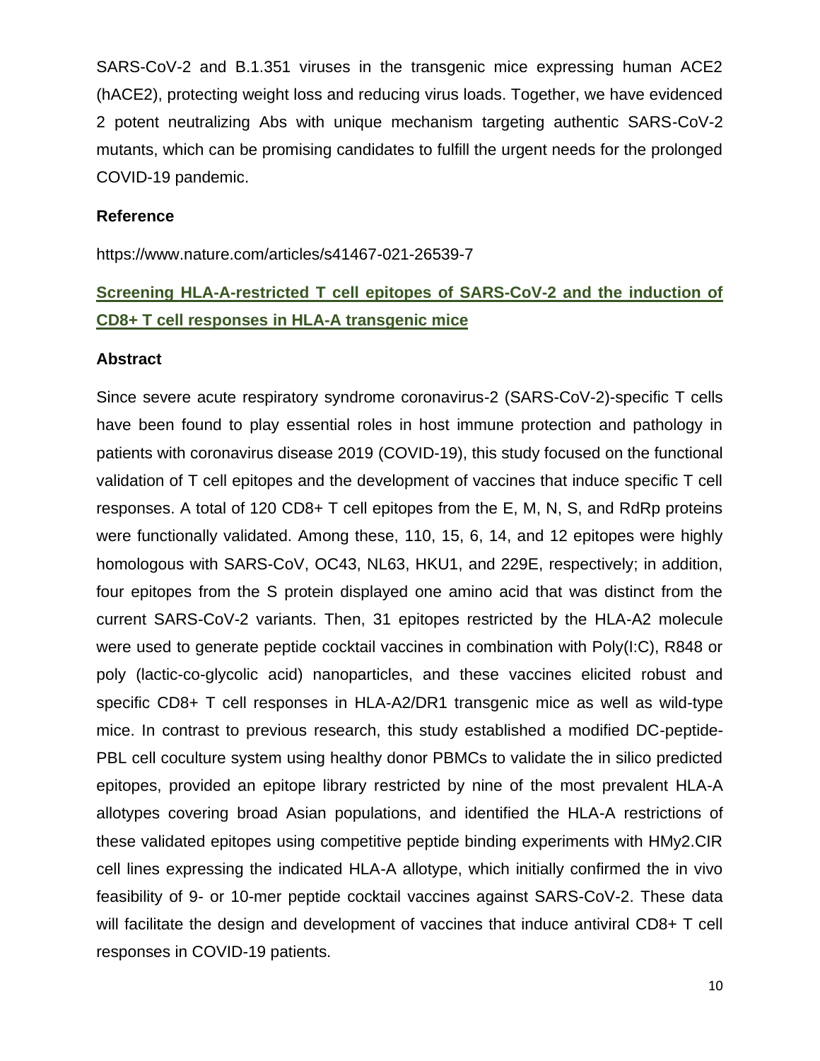SARS-CoV-2 and B.1.351 viruses in the transgenic mice expressing human ACE2 (hACE2), protecting weight loss and reducing virus loads. Together, we have evidenced 2 potent neutralizing Abs with unique mechanism targeting authentic SARS-CoV-2 mutants, which can be promising candidates to fulfill the urgent needs for the prolonged COVID-19 pandemic.

### Reference

https://www.nature.com/articles/s41467-021-26539-7

## Screening HLA-A-restricted T cell epitopes of SARS-CoV-2 and the induction of CD8+ T cell responses in HLA-A transgenic mice

### Abstract

Since severe acute respiratory syndrome coronavirus-2 (SARS-CoV-2)-specific T cells have been found to play essential roles in host immune protection and pathology in patients with coronavirus disease 2019 (COVID-19), this study focused on the functional validation of T cell epitopes and the development of vaccines that induce specific T cell responses. A total of 120 CD8+ T cell epitopes from the E, M, N, S, and RdRp proteins were functionally validated. Among these, 110, 15, 6, 14, and 12 epitopes were highly homologous with SARS-CoV, OC43, NL63, HKU1, and 229E, respectively; in addition, four epitopes from the S protein displayed one amino acid that was distinct from the current SARS-CoV-2 variants. Then, 31 epitopes restricted by the HLA-A2 molecule were used to generate peptide cocktail vaccines in combination with Poly(I:C), R848 or poly (lactic-co-glycolic acid) nanoparticles, and these vaccines elicited robust and specific CD8+ T cell responses in HLA-A2/DR1 transgenic mice as well as wild-type mice. In contrast to previous research, this study established a modified DC-peptide-PBL cell coculture system using healthy donor PBMCs to validate the in silico predicted epitopes, provided an epitope library restricted by nine of the most prevalent HLA-A allotypes covering broad Asian populations, and identified the HLA-A restrictions of these validated epitopes using competitive peptide binding experiments with HMy2.CIR cell lines expressing the indicated HLA-A allotype, which initially confirmed the in vivo feasibility of 9- or 10-mer peptide cocktail vaccines against SARS-CoV-2. These data will facilitate the design and development of vaccines that induce antiviral CD8+ T cell responses in COVID-19 patients.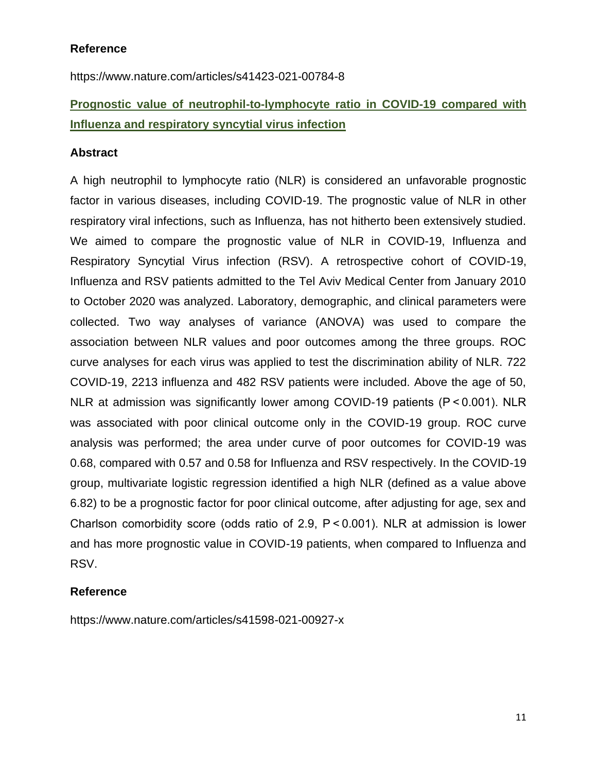**Reference**

https://www.nature.com/articles/s41423-021-00784-8

**Prognostic value of neutrophil-to-lymphocyte ratio in COVID-19 compared with Influenza and respiratory syncytial virus infection**

**Abstract**

A high neutrophil to lymphocyte ratio (NLR) is considered an unfavorable prognostic factor in various diseases, including COVID-19. The prognostic value of NLR in other respiratory viral infections, such as Influenza, has not hitherto been extensively studied. We aimed to compare the prognostic value of NLR in COVID-19, Influenza and Respiratory Syncytial Virus infection (RSV). A retrospective cohort of COVID-19, Influenza and RSV patients admitted to the Tel Aviv Medical Center from January 2010 to October 2020 was analyzed. Laboratory, demographic, and clinical parameters were collected. Two way analyses of variance (ANOVA) was used to compare the association between NLR values and poor outcomes among the three groups. ROC curve analyses for each virus was applied to test the discrimination ability of NLR. 722 COVID-19, 2213 influenza and 482 RSV patients were included. Above the age of 50, NLR at admission was significantly lower among COVID-19 patients ($P < 0.001$). NLR was associated with poor clinical outcome only in the COVID-19 group. ROC curve analysis was performed; the area under curve of poor outcomes for COVID-19 was 0.68, compared with 0.57 and 0.58 for Influenza and RSV respectively. In the COVID-19 group, multivariate logistic regression identified a high NLR (defined as a value above 6.82) to be a prognostic factor for poor clinical outcome, after adjusting for age, sex and Charlson comorbidity score (odds ratio of 2.9, $P < 0.001$). NLR at admission is lower and has more prognostic value in COVID-19 patients, when compared to Influenza and RSV.

**Reference**

https://www.nature.com/articles/s41598-021-00927-x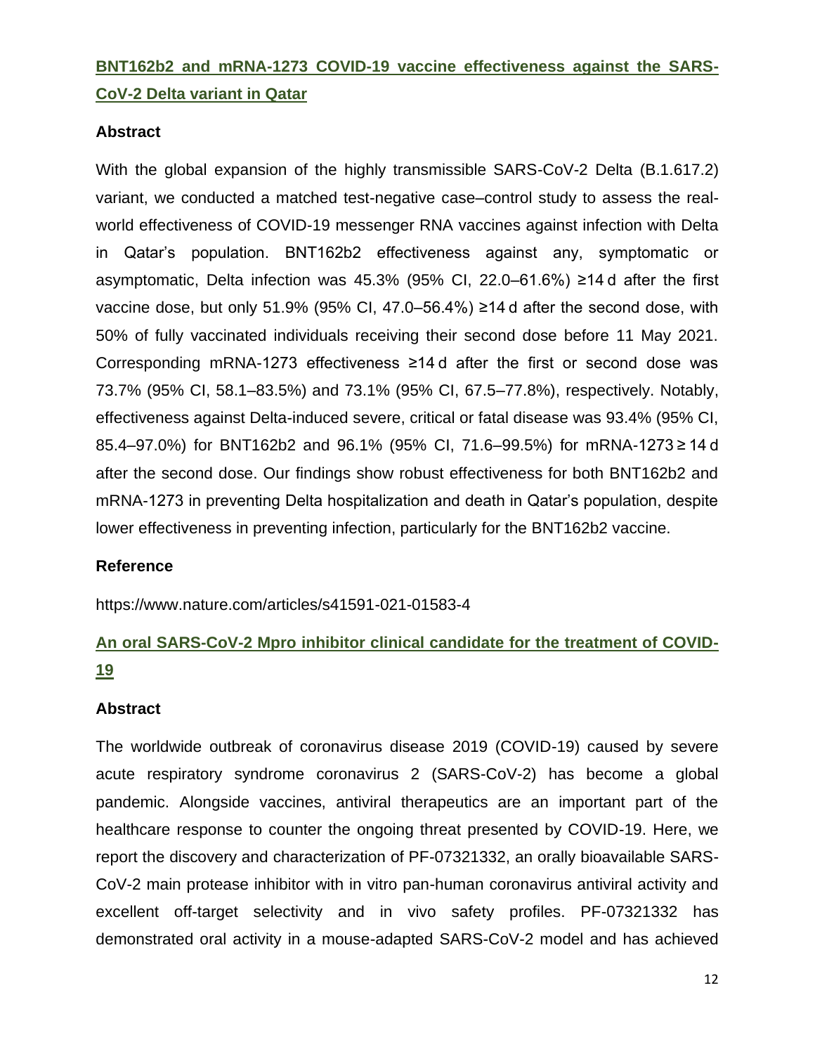## BNT162b2 and mRNA-1273 COVID-19 vaccine effectiveness against the SARS-CoV-2 Delta variant in Qatar

### Abstract

With the global expansion of the highly transmissible SARS-CoV-2 Delta (B.1.617.2) variant, we conducted a matched test-negative case–control study to assess the real-world effectiveness of COVID-19 messenger RNA vaccines against infection with Delta in Qatar's population. BNT162b2 effectiveness against any, symptomatic or asymptomatic, Delta infection was 45.3% (95% CI, 22.0–61.6%) ≥14 d after the first vaccine dose, but only 51.9% (95% CI, 47.0–56.4%) ≥14 d after the second dose, with 50% of fully vaccinated individuals receiving their second dose before 11 May 2021. Corresponding mRNA-1273 effectiveness ≥14 d after the first or second dose was 73.7% (95% CI, 58.1–83.5%) and 73.1% (95% CI, 67.5–77.8%), respectively. Notably, effectiveness against Delta-induced severe, critical or fatal disease was 93.4% (95% CI, 85.4–97.0%) for BNT162b2 and 96.1% (95% CI, 71.6–99.5%) for mRNA-1273 ≥ 14 d after the second dose. Our findings show robust effectiveness for both BNT162b2 and mRNA-1273 in preventing Delta hospitalization and death in Qatar's population, despite lower effectiveness in preventing infection, particularly for the BNT162b2 vaccine.

### Reference

https://www.nature.com/articles/s41591-021-01583-4

## An oral SARS-CoV-2 Mpro inhibitor clinical candidate for the treatment of COVID-19

### Abstract

The worldwide outbreak of coronavirus disease 2019 (COVID-19) caused by severe acute respiratory syndrome coronavirus 2 (SARS-CoV-2) has become a global pandemic. Alongside vaccines, antiviral therapeutics are an important part of the healthcare response to counter the ongoing threat presented by COVID-19. Here, we report the discovery and characterization of PF-07321332, an orally bioavailable SARS-CoV-2 main protease inhibitor with in vitro pan-human coronavirus antiviral activity and excellent off-target selectivity and in vivo safety profiles. PF-07321332 has demonstrated oral activity in a mouse-adapted SARS-CoV-2 model and has achieved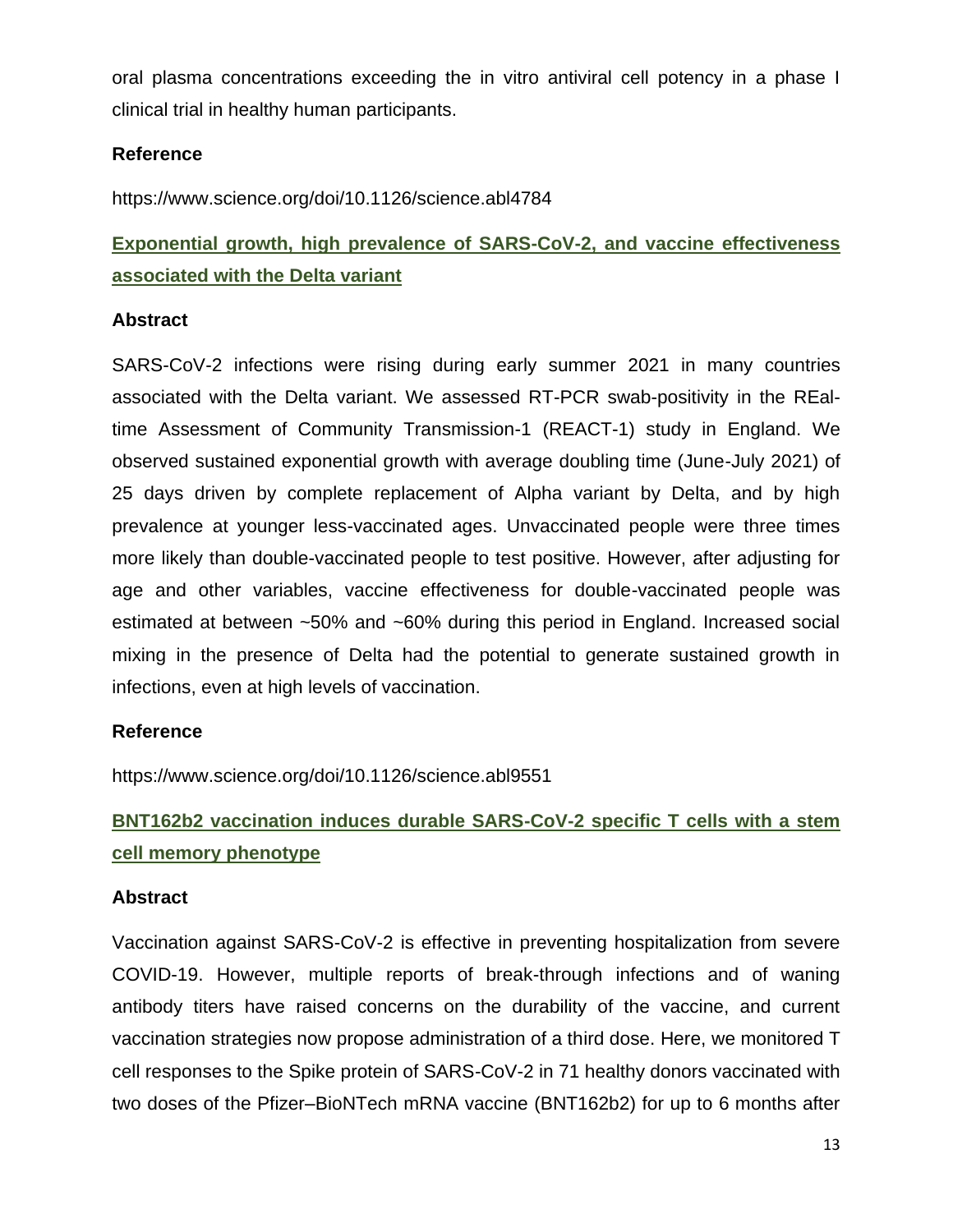oral plasma concentrations exceeding the in vitro antiviral cell potency in a phase I clinical trial in healthy human participants.

### Reference

https://www.science.org/doi/10.1126/science.abl4784

## Exponential growth, high prevalence of SARS-CoV-2, and vaccine effectiveness associated with the Delta variant

### Abstract

SARS-CoV-2 infections were rising during early summer 2021 in many countries associated with the Delta variant. We assessed RT-PCR swab-positivity in the REal-time Assessment of Community Transmission-1 (REACT-1) study in England. We observed sustained exponential growth with average doubling time (June-July 2021) of 25 days driven by complete replacement of Alpha variant by Delta, and by high prevalence at younger less-vaccinated ages. Unvaccinated people were three times more likely than double-vaccinated people to test positive. However, after adjusting for age and other variables, vaccine effectiveness for double-vaccinated people was estimated at between ~50% and ~60% during this period in England. Increased social mixing in the presence of Delta had the potential to generate sustained growth in infections, even at high levels of vaccination.

### Reference

https://www.science.org/doi/10.1126/science.abl9551

## BNT162b2 vaccination induces durable SARS-CoV-2 specific T cells with a stem cell memory phenotype

### Abstract

Vaccination against SARS-CoV-2 is effective in preventing hospitalization from severe COVID-19. However, multiple reports of break-through infections and of waning antibody titers have raised concerns on the durability of the vaccine, and current vaccination strategies now propose administration of a third dose. Here, we monitored T cell responses to the Spike protein of SARS-CoV-2 in 71 healthy donors vaccinated with two doses of the Pfizer–BioNTech mRNA vaccine (BNT162b2) for up to 6 months after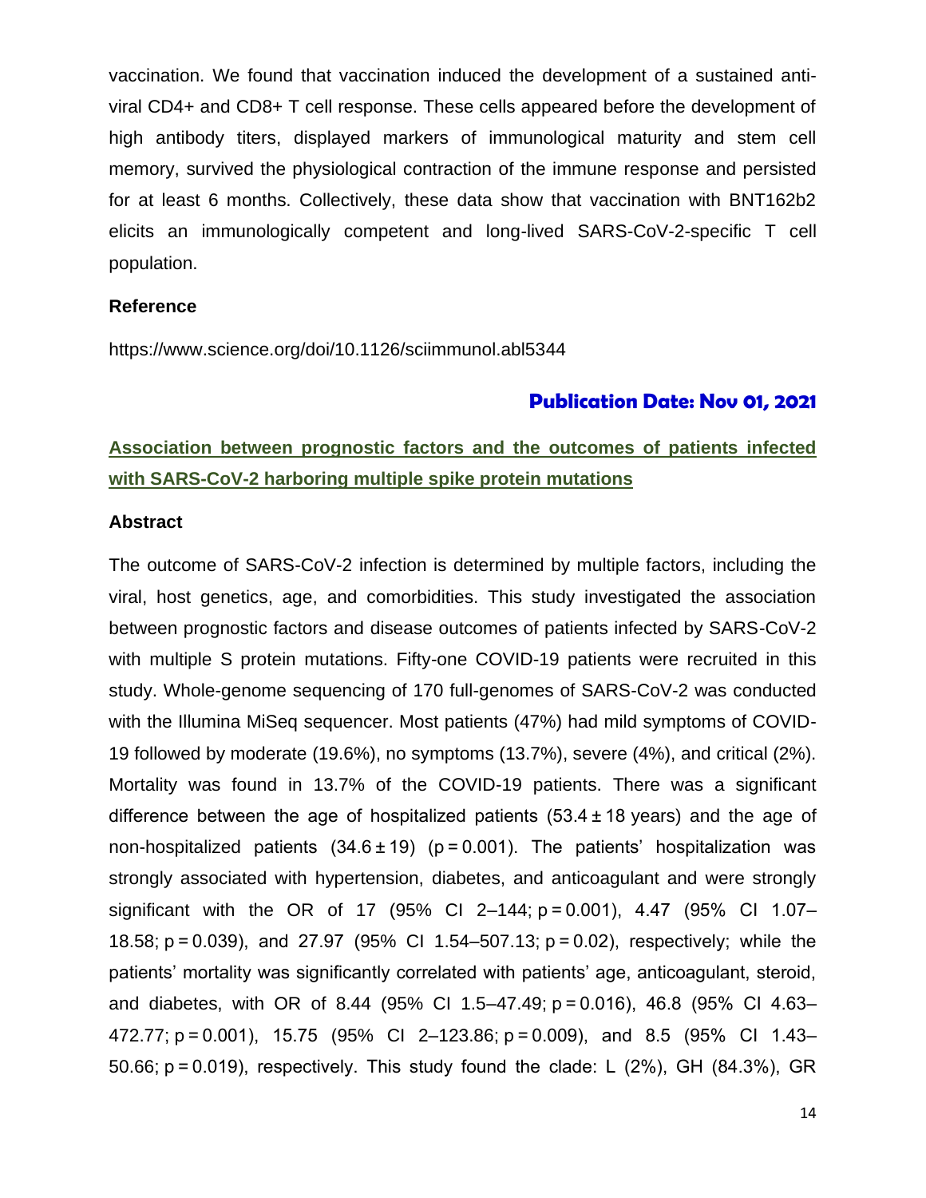vaccination. We found that vaccination induced the development of a sustained anti-viral CD4+ and CD8+ T cell response. These cells appeared before the development of high antibody titers, displayed markers of immunological maturity and stem cell memory, survived the physiological contraction of the immune response and persisted for at least 6 months. Collectively, these data show that vaccination with BNT162b2 elicits an immunologically competent and long-lived SARS-CoV-2-specific T cell population.

**Reference**

https://www.science.org/doi/10.1126/sciimmunol.abl5344

**Publication Date: Nov 01, 2021**

## Association between prognostic factors and the outcomes of patients infected with SARS-CoV-2 harboring multiple spike protein mutations

**Abstract**

The outcome of SARS-CoV-2 infection is determined by multiple factors, including the viral, host genetics, age, and comorbidities. This study investigated the association between prognostic factors and disease outcomes of patients infected by SARS-CoV-2 with multiple S protein mutations. Fifty-one COVID-19 patients were recruited in this study. Whole-genome sequencing of 170 full-genomes of SARS-CoV-2 was conducted with the Illumina MiSeq sequencer. Most patients (47%) had mild symptoms of COVID-19 followed by moderate (19.6%), no symptoms (13.7%), severe (4%), and critical (2%). Mortality was found in 13.7% of the COVID-19 patients. There was a significant difference between the age of hospitalized patients (53.4 ± 18 years) and the age of non-hospitalized patients (34.6 ± 19) (p = 0.001). The patients' hospitalization was strongly associated with hypertension, diabetes, and anticoagulant and were strongly significant with the OR of 17 (95% CI 2–144; p = 0.001), 4.47 (95% CI 1.07–18.58; p = 0.039), and 27.97 (95% CI 1.54–507.13; p = 0.02), respectively; while the patients' mortality was significantly correlated with patients' age, anticoagulant, steroid, and diabetes, with OR of 8.44 (95% CI 1.5–47.49; p = 0.016), 46.8 (95% CI 4.63–472.77; p = 0.001), 15.75 (95% CI 2–123.86; p = 0.009), and 8.5 (95% CI 1.43–50.66; p = 0.019), respectively. This study found the clade: L (2%), GH (84.3%), GR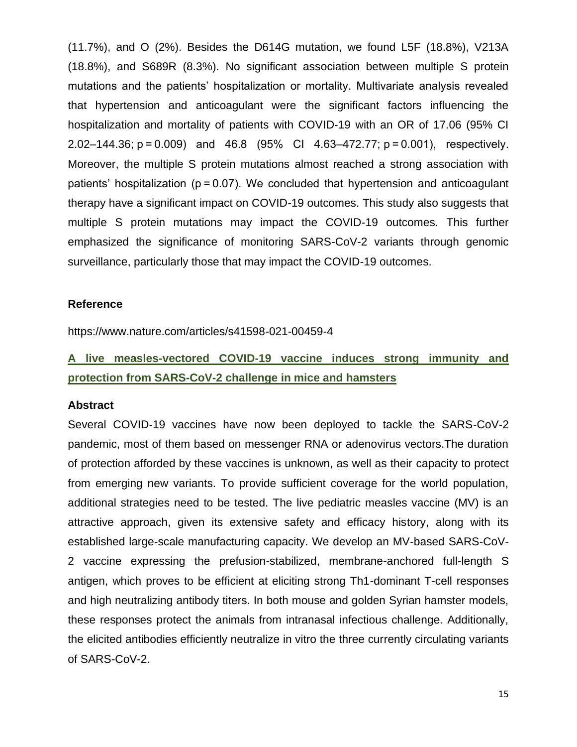(11.7%), and O (2%). Besides the D614G mutation, we found L5F (18.8%), V213A (18.8%), and S689R (8.3%). No significant association between multiple S protein mutations and the patients' hospitalization or mortality. Multivariate analysis revealed that hypertension and anticoagulant were the significant factors influencing the hospitalization and mortality of patients with COVID-19 with an OR of 17.06 (95% CI 2.02–144.36; $p = 0.009$) and 46.8 (95% CI 4.63–472.77; $p = 0.001$), respectively. Moreover, the multiple S protein mutations almost reached a strong association with patients' hospitalization ($p = 0.07$). We concluded that hypertension and anticoagulant therapy have a significant impact on COVID-19 outcomes. This study also suggests that multiple S protein mutations may impact the COVID-19 outcomes. This further emphasized the significance of monitoring SARS-CoV-2 variants through genomic surveillance, particularly those that may impact the COVID-19 outcomes.

### Reference

https://www.nature.com/articles/s41598-021-00459-4

## A live measles-vectored COVID-19 vaccine induces strong immunity and protection from SARS-CoV-2 challenge in mice and hamsters

### Abstract

Several COVID-19 vaccines have now been deployed to tackle the SARS-CoV-2 pandemic, most of them based on messenger RNA or adenovirus vectors.The duration of protection afforded by these vaccines is unknown, as well as their capacity to protect from emerging new variants. To provide sufficient coverage for the world population, additional strategies need to be tested. The live pediatric measles vaccine (MV) is an attractive approach, given its extensive safety and efficacy history, along with its established large-scale manufacturing capacity. We develop an MV-based SARS-CoV-2 vaccine expressing the prefusion-stabilized, membrane-anchored full-length S antigen, which proves to be efficient at eliciting strong Th1-dominant T-cell responses and high neutralizing antibody titers. In both mouse and golden Syrian hamster models, these responses protect the animals from intranasal infectious challenge. Additionally, the elicited antibodies efficiently neutralize in vitro the three currently circulating variants of SARS-CoV-2.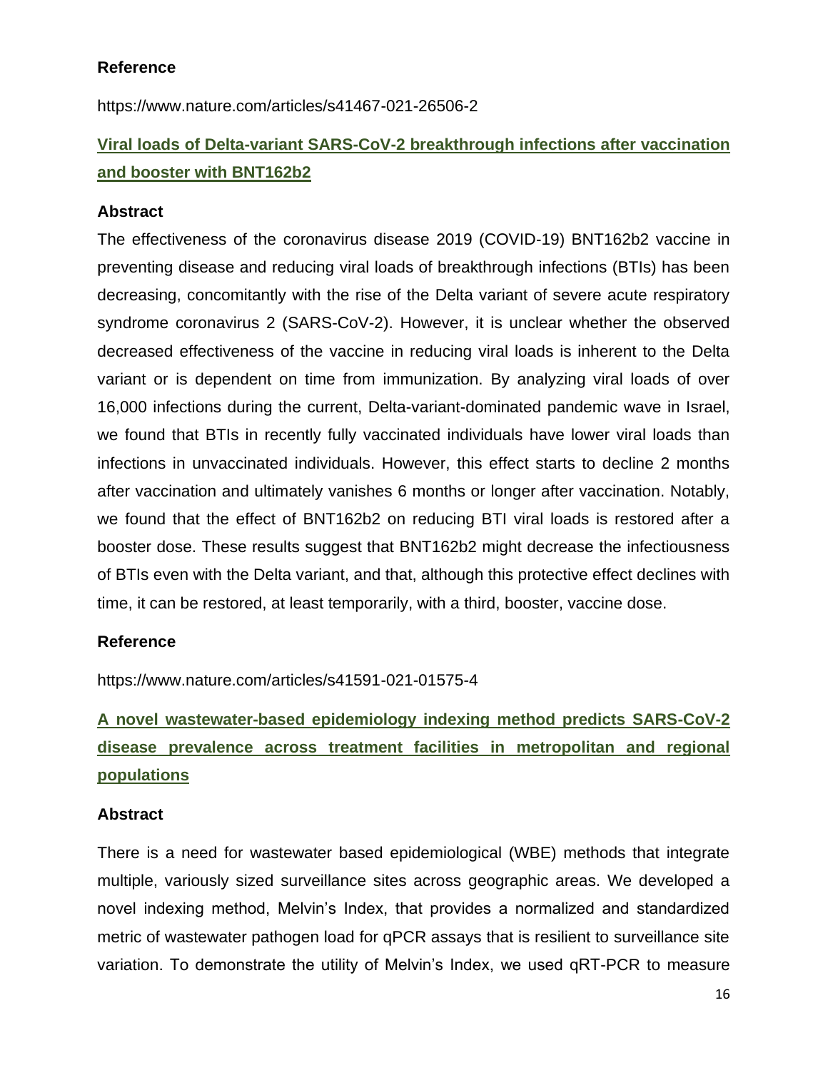**Reference**

https://www.nature.com/articles/s41467-021-26506-2

## Viral loads of Delta-variant SARS-CoV-2 breakthrough infections after vaccination and booster with BNT162b2

**Abstract**

The effectiveness of the coronavirus disease 2019 (COVID-19) BNT162b2 vaccine in preventing disease and reducing viral loads of breakthrough infections (BTIs) has been decreasing, concomitantly with the rise of the Delta variant of severe acute respiratory syndrome coronavirus 2 (SARS-CoV-2). However, it is unclear whether the observed decreased effectiveness of the vaccine in reducing viral loads is inherent to the Delta variant or is dependent on time from immunization. By analyzing viral loads of over 16,000 infections during the current, Delta-variant-dominated pandemic wave in Israel, we found that BTIs in recently fully vaccinated individuals have lower viral loads than infections in unvaccinated individuals. However, this effect starts to decline 2 months after vaccination and ultimately vanishes 6 months or longer after vaccination. Notably, we found that the effect of BNT162b2 on reducing BTI viral loads is restored after a booster dose. These results suggest that BNT162b2 might decrease the infectiousness of BTIs even with the Delta variant, and that, although this protective effect declines with time, it can be restored, at least temporarily, with a third, booster, vaccine dose.

**Reference**

https://www.nature.com/articles/s41591-021-01575-4

## A novel wastewater-based epidemiology indexing method predicts SARS-CoV-2 disease prevalence across treatment facilities in metropolitan and regional populations

**Abstract**

There is a need for wastewater based epidemiological (WBE) methods that integrate multiple, variously sized surveillance sites across geographic areas. We developed a novel indexing method, Melvin's Index, that provides a normalized and standardized metric of wastewater pathogen load for qPCR assays that is resilient to surveillance site variation. To demonstrate the utility of Melvin's Index, we used qRT-PCR to measure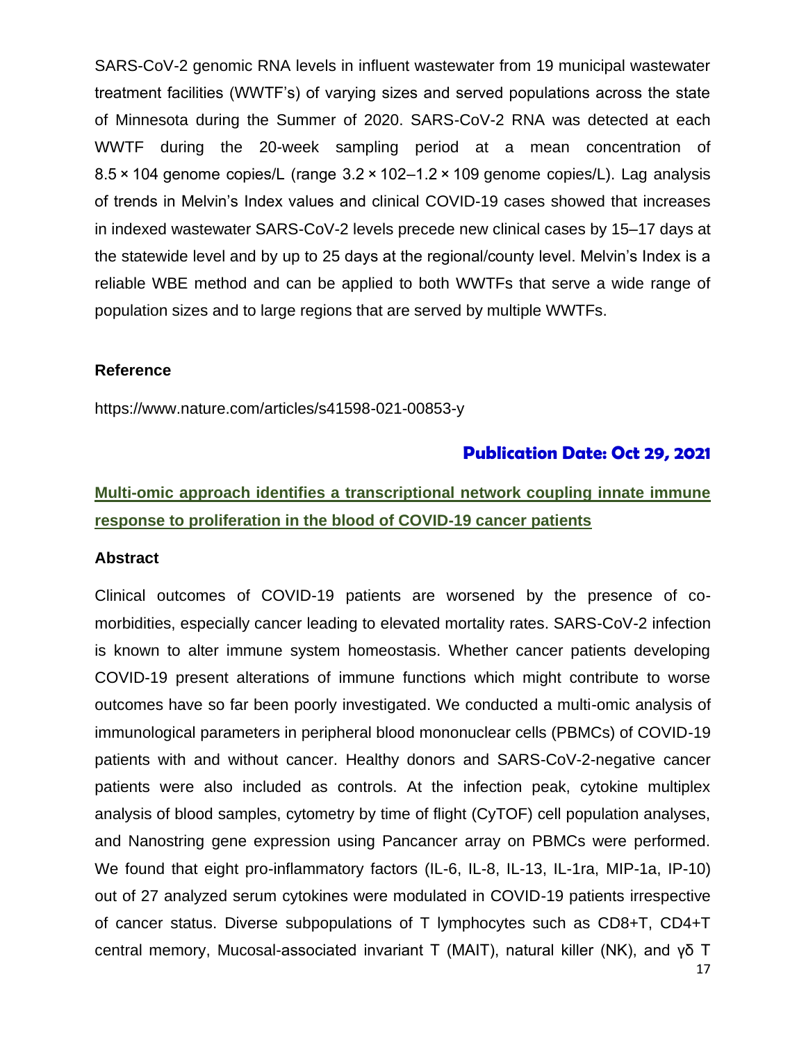SARS-CoV-2 genomic RNA levels in influent wastewater from 19 municipal wastewater treatment facilities (WWTF's) of varying sizes and served populations across the state of Minnesota during the Summer of 2020. SARS-CoV-2 RNA was detected at each WWTF during the 20-week sampling period at a mean concentration of $8.5 \times 10^4$ genome copies/L (range $3.2 \times 10^2$–$1.2 \times 10^9$ genome copies/L). Lag analysis of trends in Melvin's Index values and clinical COVID-19 cases showed that increases in indexed wastewater SARS-CoV-2 levels precede new clinical cases by 15–17 days at the statewide level and by up to 25 days at the regional/county level. Melvin's Index is a reliable WBE method and can be applied to both WWTFs that serve a wide range of population sizes and to large regions that are served by multiple WWTFs.

**Reference**

https://www.nature.com/articles/s41598-021-00853-y

**Publication Date: Oct 29, 2021**

## Multi-omic approach identifies a transcriptional network coupling innate immune response to proliferation in the blood of COVID-19 cancer patients

**Abstract**

Clinical outcomes of COVID-19 patients are worsened by the presence of co-morbidities, especially cancer leading to elevated mortality rates. SARS-CoV-2 infection is known to alter immune system homeostasis. Whether cancer patients developing COVID-19 present alterations of immune functions which might contribute to worse outcomes have so far been poorly investigated. We conducted a multi-omic analysis of immunological parameters in peripheral blood mononuclear cells (PBMCs) of COVID-19 patients with and without cancer. Healthy donors and SARS-CoV-2-negative cancer patients were also included as controls. At the infection peak, cytokine multiplex analysis of blood samples, cytometry by time of flight (CyTOF) cell population analyses, and Nanostring gene expression using Pancancer array on PBMCs were performed. We found that eight pro-inflammatory factors (IL-6, IL-8, IL-13, IL-1ra, MIP-1a, IP-10) out of 27 analyzed serum cytokines were modulated in COVID-19 patients irrespective of cancer status. Diverse subpopulations of T lymphocytes such as CD8+T, CD4+T central memory, Mucosal-associated invariant T (MAIT), natural killer (NK), and γδ T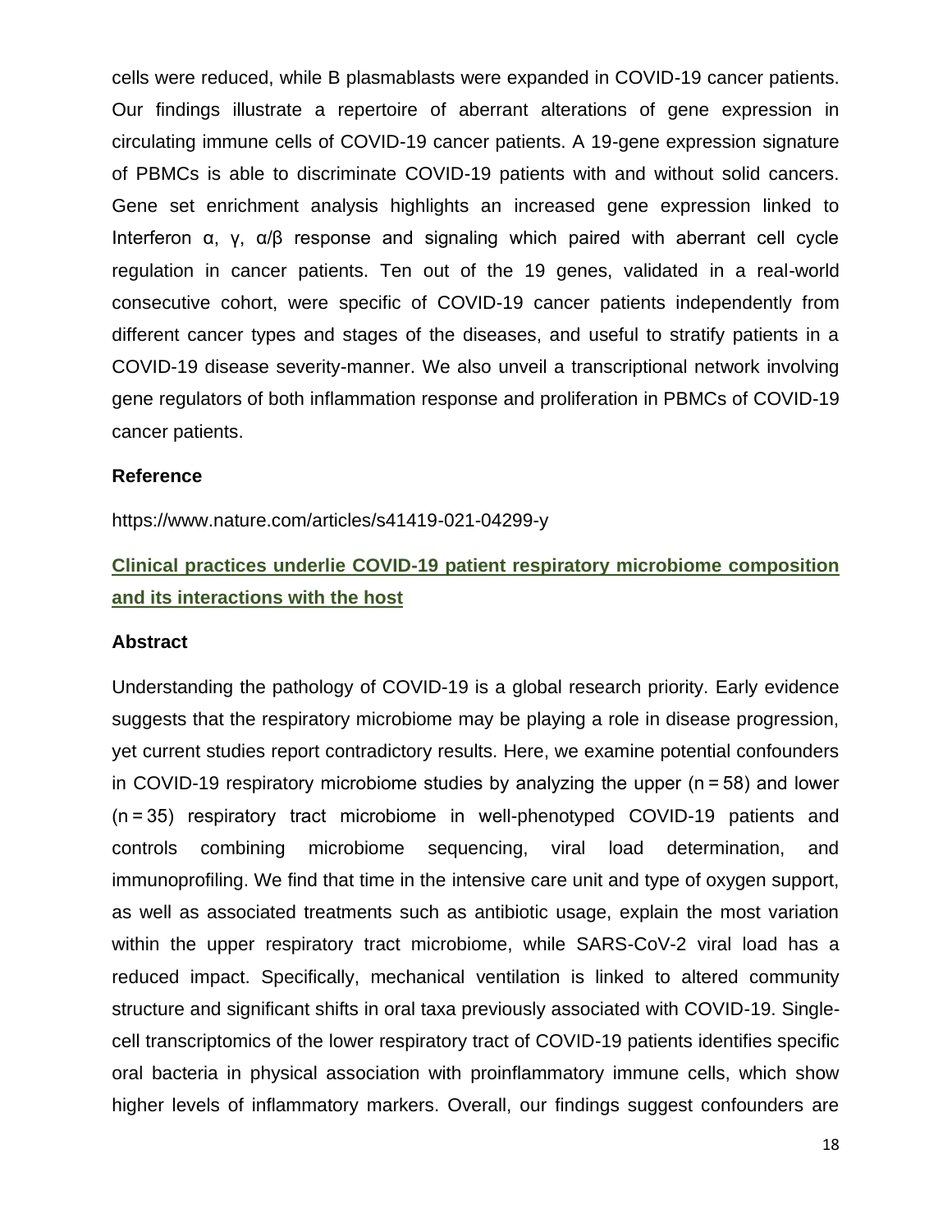cells were reduced, while B plasmablasts were expanded in COVID-19 cancer patients. Our findings illustrate a repertoire of aberrant alterations of gene expression in circulating immune cells of COVID-19 cancer patients. A 19-gene expression signature of PBMCs is able to discriminate COVID-19 patients with and without solid cancers. Gene set enrichment analysis highlights an increased gene expression linked to Interferon α, γ, α/β response and signaling which paired with aberrant cell cycle regulation in cancer patients. Ten out of the 19 genes, validated in a real-world consecutive cohort, were specific of COVID-19 cancer patients independently from different cancer types and stages of the diseases, and useful to stratify patients in a COVID-19 disease severity-manner. We also unveil a transcriptional network involving gene regulators of both inflammation response and proliferation in PBMCs of COVID-19 cancer patients.

**Reference**

https://www.nature.com/articles/s41419-021-04299-y

## Clinical practices underlie COVID-19 patient respiratory microbiome composition and its interactions with the host

**Abstract**

Understanding the pathology of COVID-19 is a global research priority. Early evidence suggests that the respiratory microbiome may be playing a role in disease progression, yet current studies report contradictory results. Here, we examine potential confounders in COVID-19 respiratory microbiome studies by analyzing the upper (n = 58) and lower (n = 35) respiratory tract microbiome in well-phenotyped COVID-19 patients and controls combining microbiome sequencing, viral load determination, and immunoprofiling. We find that time in the intensive care unit and type of oxygen support, as well as associated treatments such as antibiotic usage, explain the most variation within the upper respiratory tract microbiome, while SARS-CoV-2 viral load has a reduced impact. Specifically, mechanical ventilation is linked to altered community structure and significant shifts in oral taxa previously associated with COVID-19. Single-cell transcriptomics of the lower respiratory tract of COVID-19 patients identifies specific oral bacteria in physical association with proinflammatory immune cells, which show higher levels of inflammatory markers. Overall, our findings suggest confounders are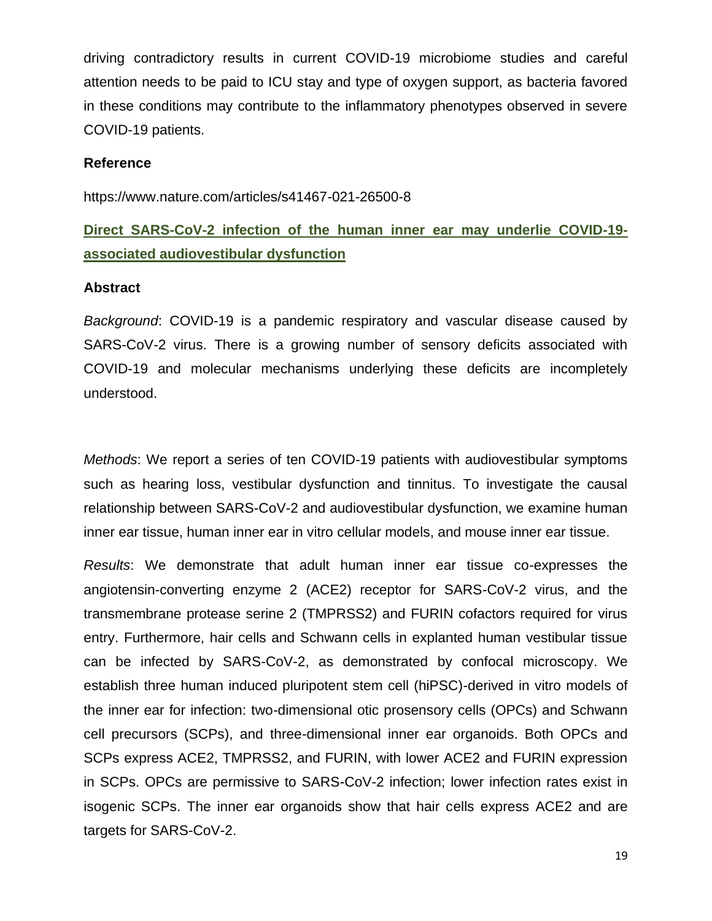driving contradictory results in current COVID-19 microbiome studies and careful attention needs to be paid to ICU stay and type of oxygen support, as bacteria favored in these conditions may contribute to the inflammatory phenotypes observed in severe COVID-19 patients.

**Reference**

https://www.nature.com/articles/s41467-021-26500-8

## Direct SARS-CoV-2 infection of the human inner ear may underlie COVID-19-associated audiovestibular dysfunction

**Abstract**

*Background*: COVID-19 is a pandemic respiratory and vascular disease caused by SARS-CoV-2 virus. There is a growing number of sensory deficits associated with COVID-19 and molecular mechanisms underlying these deficits are incompletely understood.

*Methods*: We report a series of ten COVID-19 patients with audiovestibular symptoms such as hearing loss, vestibular dysfunction and tinnitus. To investigate the causal relationship between SARS-CoV-2 and audiovestibular dysfunction, we examine human inner ear tissue, human inner ear in vitro cellular models, and mouse inner ear tissue.

*Results*: We demonstrate that adult human inner ear tissue co-expresses the angiotensin-converting enzyme 2 (ACE2) receptor for SARS-CoV-2 virus, and the transmembrane protease serine 2 (TMPRSS2) and FURIN cofactors required for virus entry. Furthermore, hair cells and Schwann cells in explanted human vestibular tissue can be infected by SARS-CoV-2, as demonstrated by confocal microscopy. We establish three human induced pluripotent stem cell (hiPSC)-derived in vitro models of the inner ear for infection: two-dimensional otic prosensory cells (OPCs) and Schwann cell precursors (SCPs), and three-dimensional inner ear organoids. Both OPCs and SCPs express ACE2, TMPRSS2, and FURIN, with lower ACE2 and FURIN expression in SCPs. OPCs are permissive to SARS-CoV-2 infection; lower infection rates exist in isogenic SCPs. The inner ear organoids show that hair cells express ACE2 and are targets for SARS-CoV-2.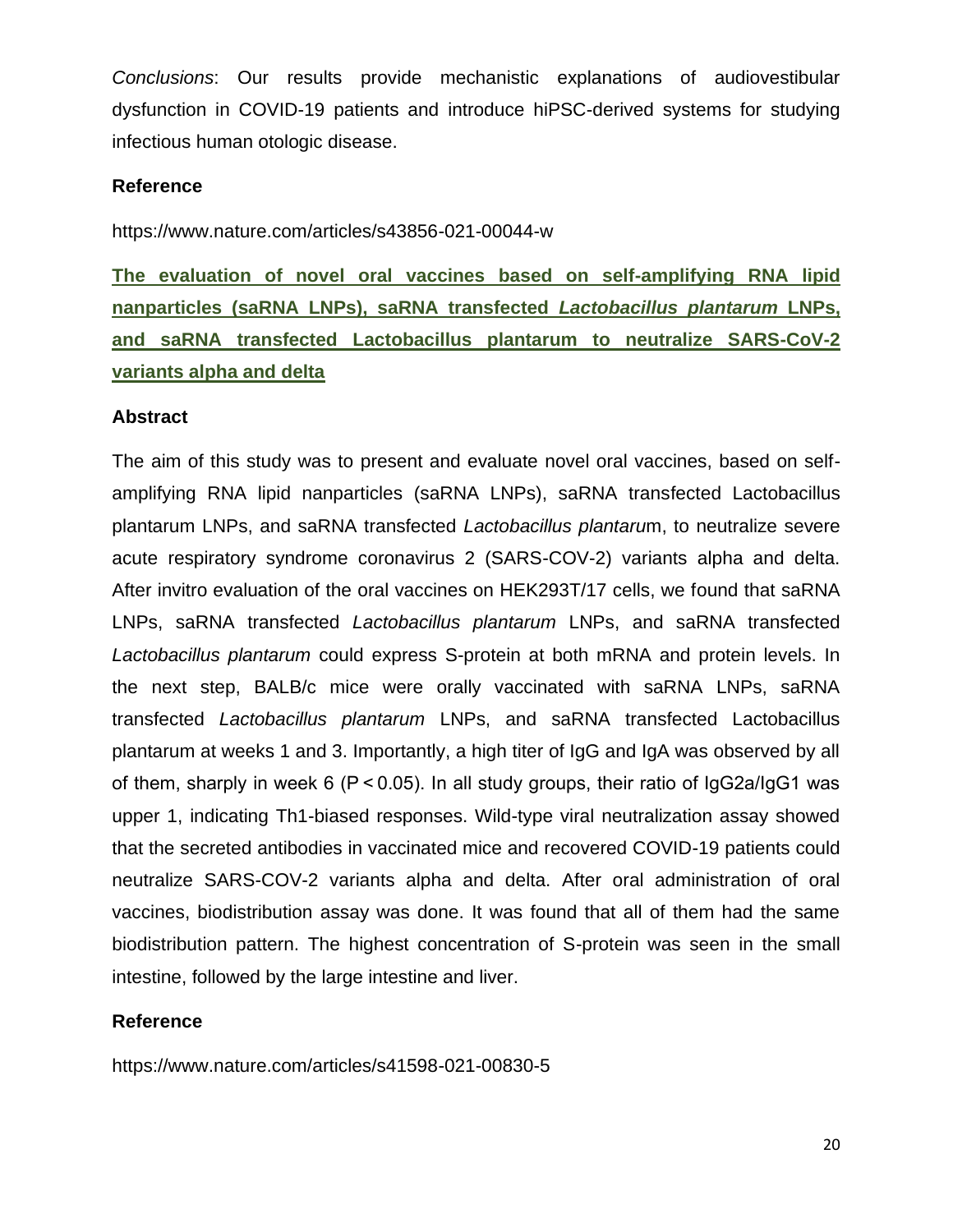*Conclusions*: Our results provide mechanistic explanations of audiovestibular dysfunction in COVID-19 patients and introduce hiPSC-derived systems for studying infectious human otologic disease.

**Reference**

https://www.nature.com/articles/s43856-021-00044-w

## The evaluation of novel oral vaccines based on self-amplifying RNA lipid nanparticles (saRNA LNPs), saRNA transfected *Lactobacillus plantarum* LNPs, and saRNA transfected Lactobacillus plantarum to neutralize SARS-CoV-2 variants alpha and delta

**Abstract**

The aim of this study was to present and evaluate novel oral vaccines, based on self-amplifying RNA lipid nanparticles (saRNA LNPs), saRNA transfected Lactobacillus plantarum LNPs, and saRNA transfected *Lactobacillus plantaru*m, to neutralize severe acute respiratory syndrome coronavirus 2 (SARS-COV-2) variants alpha and delta. After invitro evaluation of the oral vaccines on HEK293T/17 cells, we found that saRNA LNPs, saRNA transfected *Lactobacillus plantarum* LNPs, and saRNA transfected *Lactobacillus plantarum* could express S-protein at both mRNA and protein levels. In the next step, BALB/c mice were orally vaccinated with saRNA LNPs, saRNA transfected *Lactobacillus plantarum* LNPs, and saRNA transfected Lactobacillus plantarum at weeks 1 and 3. Importantly, a high titer of IgG and IgA was observed by all of them, sharply in week 6 ($P < 0.05$). In all study groups, their ratio of IgG2a/IgG1 was upper 1, indicating Th1-biased responses. Wild-type viral neutralization assay showed that the secreted antibodies in vaccinated mice and recovered COVID-19 patients could neutralize SARS-COV-2 variants alpha and delta. After oral administration of oral vaccines, biodistribution assay was done. It was found that all of them had the same biodistribution pattern. The highest concentration of S-protein was seen in the small intestine, followed by the large intestine and liver.

**Reference**

https://www.nature.com/articles/s41598-021-00830-5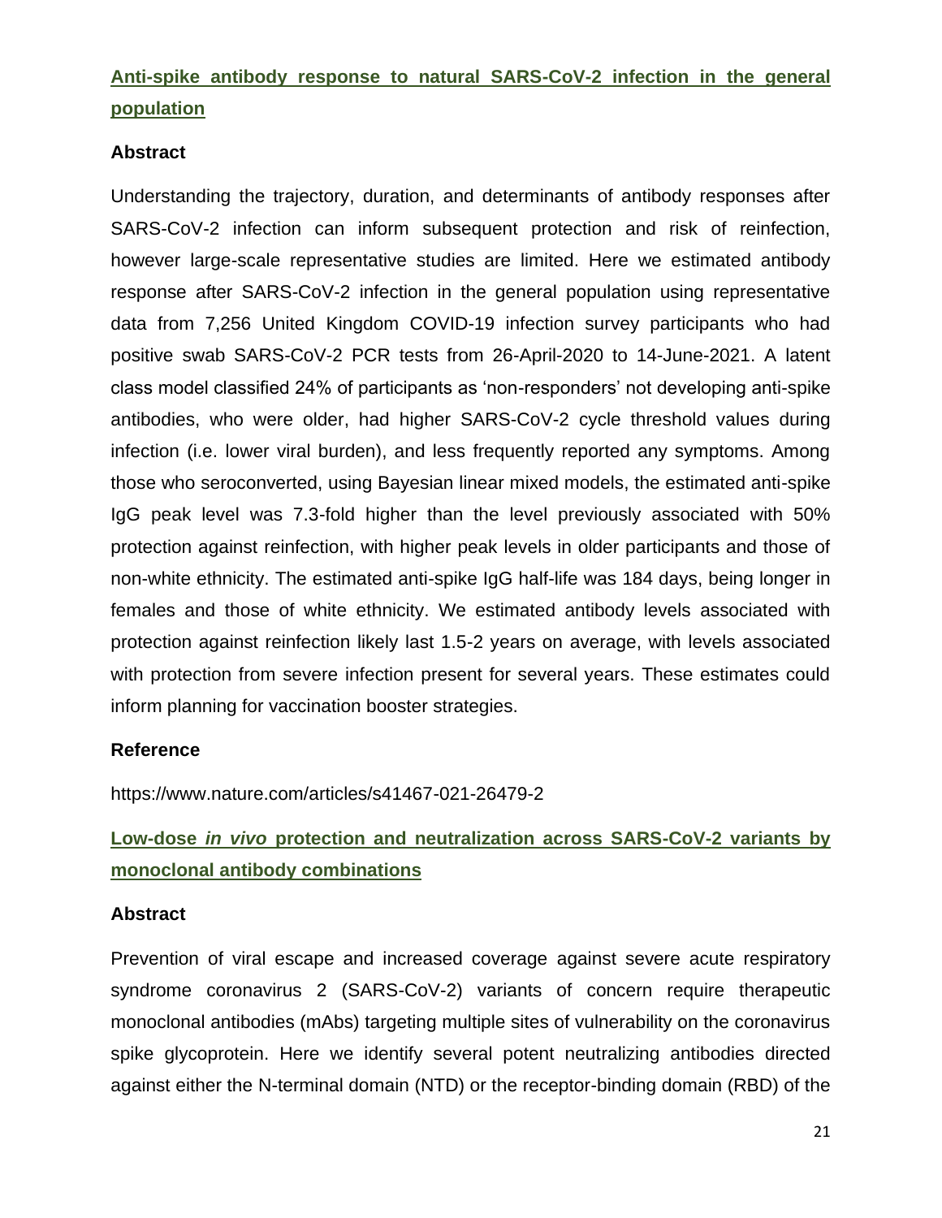## [Anti-spike antibody response to natural SARS-CoV-2 infection in the general population](https://www.nature.com/articles/s41467-021-26479-2)

### Abstract

Understanding the trajectory, duration, and determinants of antibody responses after SARS-CoV-2 infection can inform subsequent protection and risk of reinfection, however large-scale representative studies are limited. Here we estimated antibody response after SARS-CoV-2 infection in the general population using representative data from 7,256 United Kingdom COVID-19 infection survey participants who had positive swab SARS-CoV-2 PCR tests from 26-April-2020 to 14-June-2021. A latent class model classified 24% of participants as 'non-responders' not developing anti-spike antibodies, who were older, had higher SARS-CoV-2 cycle threshold values during infection (i.e. lower viral burden), and less frequently reported any symptoms. Among those who seroconverted, using Bayesian linear mixed models, the estimated anti-spike IgG peak level was 7.3-fold higher than the level previously associated with 50% protection against reinfection, with higher peak levels in older participants and those of non-white ethnicity. The estimated anti-spike IgG half-life was 184 days, being longer in females and those of white ethnicity. We estimated antibody levels associated with protection against reinfection likely last 1.5-2 years on average, with levels associated with protection from severe infection present for several years. These estimates could inform planning for vaccination booster strategies.

### Reference

https://www.nature.com/articles/s41467-021-26479-2

## Low-dose *in vivo* protection and neutralization across SARS-CoV-2 variants by monoclonal antibody combinations

### Abstract

Prevention of viral escape and increased coverage against severe acute respiratory syndrome coronavirus 2 (SARS-CoV-2) variants of concern require therapeutic monoclonal antibodies (mAbs) targeting multiple sites of vulnerability on the coronavirus spike glycoprotein. Here we identify several potent neutralizing antibodies directed against either the N-terminal domain (NTD) or the receptor-binding domain (RBD) of the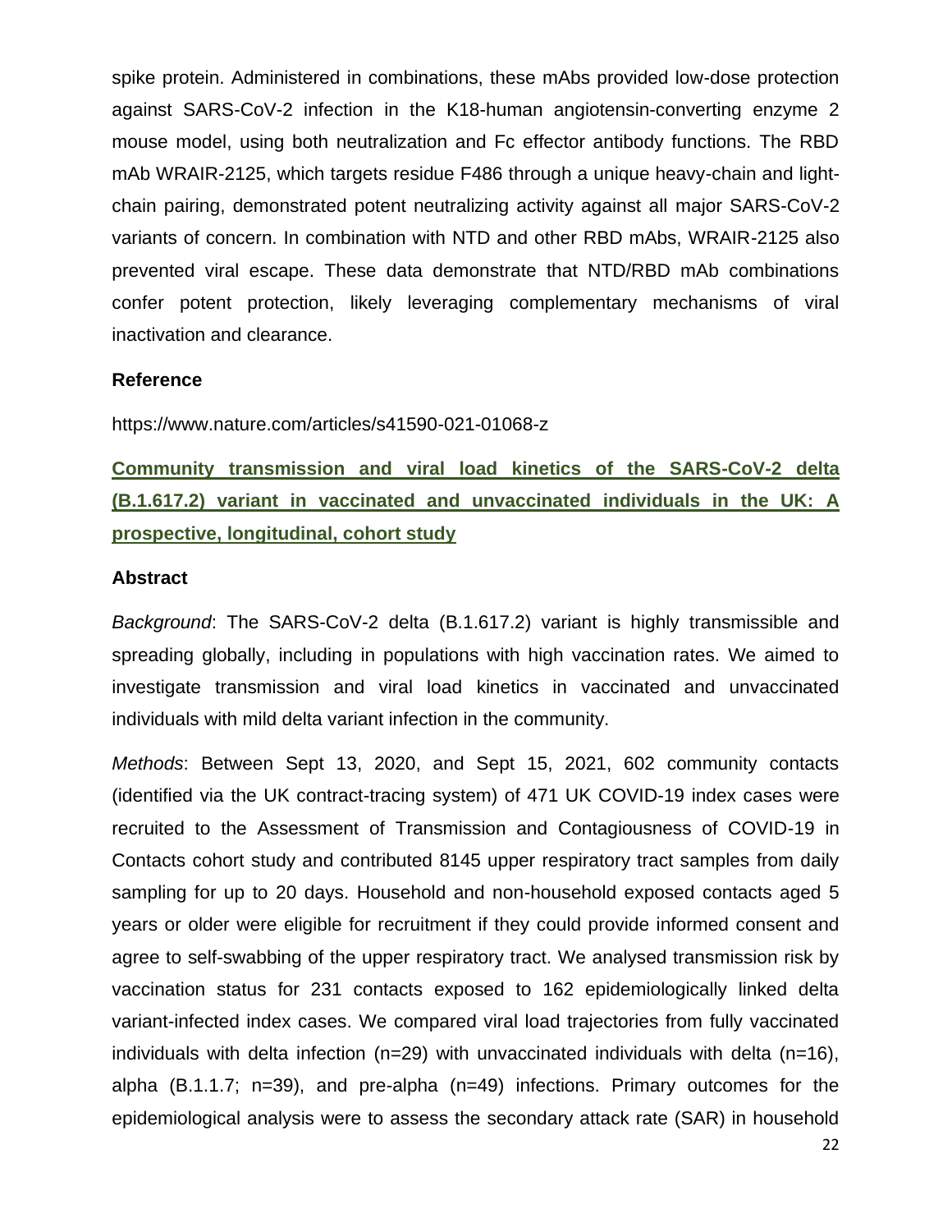spike protein. Administered in combinations, these mAbs provided low-dose protection against SARS-CoV-2 infection in the K18-human angiotensin-converting enzyme 2 mouse model, using both neutralization and Fc effector antibody functions. The RBD mAb WRAIR-2125, which targets residue F486 through a unique heavy-chain and light-chain pairing, demonstrated potent neutralizing activity against all major SARS-CoV-2 variants of concern. In combination with NTD and other RBD mAbs, WRAIR-2125 also prevented viral escape. These data demonstrate that NTD/RBD mAb combinations confer potent protection, likely leveraging complementary mechanisms of viral inactivation and clearance.

### Reference

https://www.nature.com/articles/s41590-021-01068-z

## Community transmission and viral load kinetics of the SARS-CoV-2 delta (B.1.617.2) variant in vaccinated and unvaccinated individuals in the UK: A prospective, longitudinal, cohort study

### Abstract

*Background*: The SARS-CoV-2 delta (B.1.617.2) variant is highly transmissible and spreading globally, including in populations with high vaccination rates. We aimed to investigate transmission and viral load kinetics in vaccinated and unvaccinated individuals with mild delta variant infection in the community.

*Methods*: Between Sept 13, 2020, and Sept 15, 2021, 602 community contacts (identified via the UK contract-tracing system) of 471 UK COVID-19 index cases were recruited to the Assessment of Transmission and Contagiousness of COVID-19 in Contacts cohort study and contributed 8145 upper respiratory tract samples from daily sampling for up to 20 days. Household and non-household exposed contacts aged 5 years or older were eligible for recruitment if they could provide informed consent and agree to self-swabbing of the upper respiratory tract. We analysed transmission risk by vaccination status for 231 contacts exposed to 162 epidemiologically linked delta variant-infected index cases. We compared viral load trajectories from fully vaccinated individuals with delta infection (n=29) with unvaccinated individuals with delta (n=16), alpha (B.1.1.7; n=39), and pre-alpha (n=49) infections. Primary outcomes for the epidemiological analysis were to assess the secondary attack rate (SAR) in household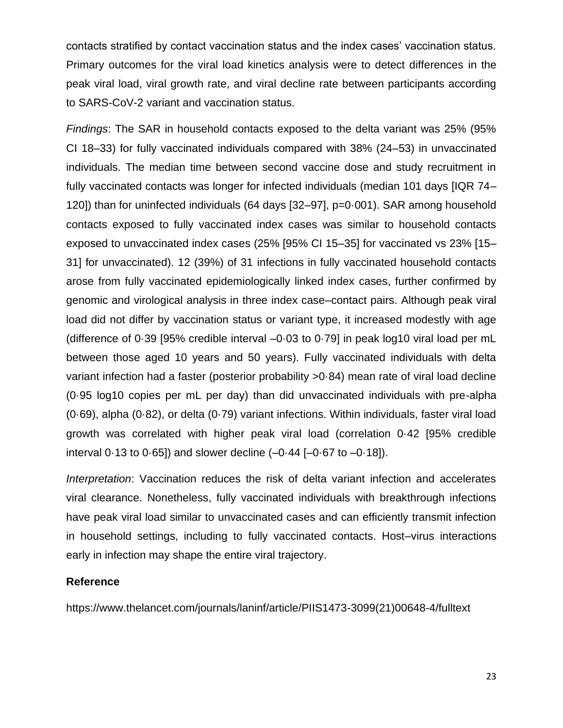contacts stratified by contact vaccination status and the index cases' vaccination status. Primary outcomes for the viral load kinetics analysis were to detect differences in the peak viral load, viral growth rate, and viral decline rate between participants according to SARS-CoV-2 variant and vaccination status.

*Findings*: The SAR in household contacts exposed to the delta variant was 25% (95% CI 18–33) for fully vaccinated individuals compared with 38% (24–53) in unvaccinated individuals. The median time between second vaccine dose and study recruitment in fully vaccinated contacts was longer for infected individuals (median 101 days [IQR 74–120]) than for uninfected individuals (64 days [32–97], p=0·001). SAR among household contacts exposed to fully vaccinated index cases was similar to household contacts exposed to unvaccinated index cases (25% [95% CI 15–35] for vaccinated vs 23% [15–31] for unvaccinated). 12 (39%) of 31 infections in fully vaccinated household contacts arose from fully vaccinated epidemiologically linked index cases, further confirmed by genomic and virological analysis in three index case–contact pairs. Although peak viral load did not differ by vaccination status or variant type, it increased modestly with age (difference of 0·39 [95% credible interval –0·03 to 0·79] in peak log10 viral load per mL between those aged 10 years and 50 years). Fully vaccinated individuals with delta variant infection had a faster (posterior probability >0·84) mean rate of viral load decline (0·95 log10 copies per mL per day) than did unvaccinated individuals with pre-alpha (0·69), alpha (0·82), or delta (0·79) variant infections. Within individuals, faster viral load growth was correlated with higher peak viral load (correlation 0·42 [95% credible interval 0·13 to 0·65]) and slower decline (–0·44 [–0·67 to –0·18]).

*Interpretation*: Vaccination reduces the risk of delta variant infection and accelerates viral clearance. Nonetheless, fully vaccinated individuals with breakthrough infections have peak viral load similar to unvaccinated cases and can efficiently transmit infection in household settings, including to fully vaccinated contacts. Host–virus interactions early in infection may shape the entire viral trajectory.

**Reference**

https://www.thelancet.com/journals/laninf/article/PIIS1473-3099(21)00648-4/fulltext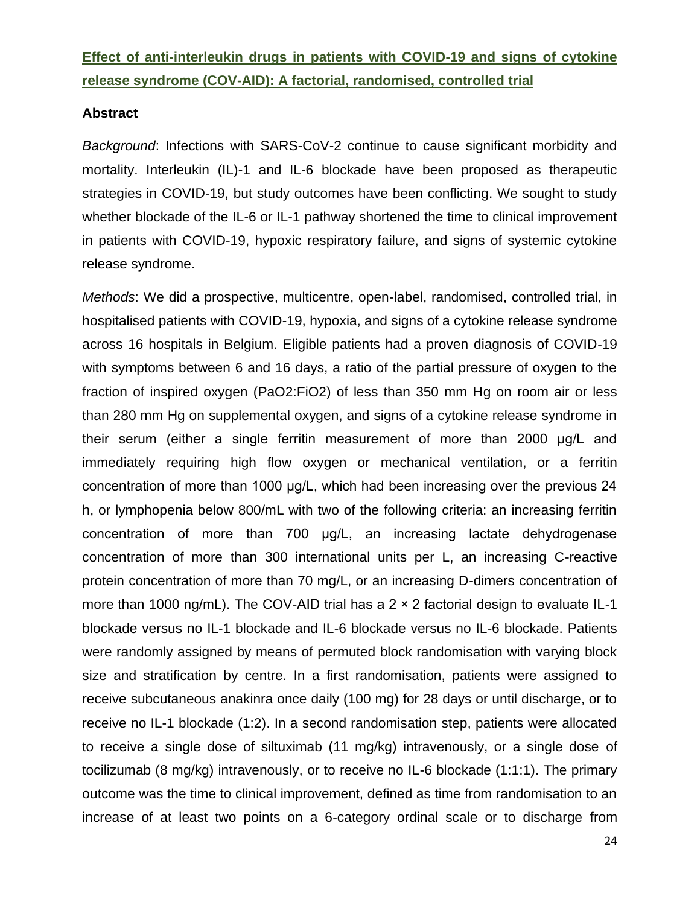## Effect of anti-interleukin drugs in patients with COVID-19 and signs of cytokine release syndrome (COV-AID): A factorial, randomised, controlled trial

### Abstract

*Background*: Infections with SARS-CoV-2 continue to cause significant morbidity and mortality. Interleukin (IL)-1 and IL-6 blockade have been proposed as therapeutic strategies in COVID-19, but study outcomes have been conflicting. We sought to study whether blockade of the IL-6 or IL-1 pathway shortened the time to clinical improvement in patients with COVID-19, hypoxic respiratory failure, and signs of systemic cytokine release syndrome.

*Methods*: We did a prospective, multicentre, open-label, randomised, controlled trial, in hospitalised patients with COVID-19, hypoxia, and signs of a cytokine release syndrome across 16 hospitals in Belgium. Eligible patients had a proven diagnosis of COVID-19 with symptoms between 6 and 16 days, a ratio of the partial pressure of oxygen to the fraction of inspired oxygen ($PaO_2$:$FiO_2$) of less than 350 mm Hg on room air or less than 280 mm Hg on supplemental oxygen, and signs of a cytokine release syndrome in their serum (either a single ferritin measurement of more than 2000 μg/L and immediately requiring high flow oxygen or mechanical ventilation, or a ferritin concentration of more than 1000 μg/L, which had been increasing over the previous 24 h, or lymphopenia below 800/mL with two of the following criteria: an increasing ferritin concentration of more than 700 μg/L, an increasing lactate dehydrogenase concentration of more than 300 international units per L, an increasing C-reactive protein concentration of more than 70 mg/L, or an increasing D-dimers concentration of more than 1000 ng/mL). The COV-AID trial has a 2 × 2 factorial design to evaluate IL-1 blockade versus no IL-1 blockade and IL-6 blockade versus no IL-6 blockade. Patients were randomly assigned by means of permuted block randomisation with varying block size and stratification by centre. In a first randomisation, patients were assigned to receive subcutaneous anakinra once daily (100 mg) for 28 days or until discharge, or to receive no IL-1 blockade (1:2). In a second randomisation step, patients were allocated to receive a single dose of siltuximab (11 mg/kg) intravenously, or a single dose of tocilizumab (8 mg/kg) intravenously, or to receive no IL-6 blockade (1:1:1). The primary outcome was the time to clinical improvement, defined as time from randomisation to an increase of at least two points on a 6-category ordinal scale or to discharge from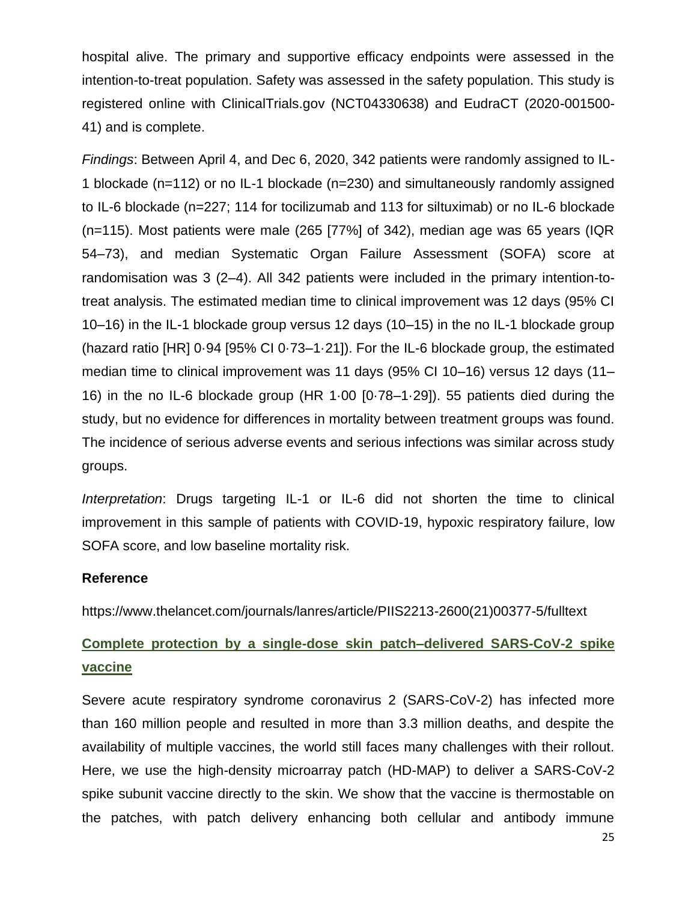hospital alive. The primary and supportive efficacy endpoints were assessed in the intention-to-treat population. Safety was assessed in the safety population. This study is registered online with ClinicalTrials.gov (NCT04330638) and EudraCT (2020-001500-41) and is complete.

*Findings*: Between April 4, and Dec 6, 2020, 342 patients were randomly assigned to IL-1 blockade (n=112) or no IL-1 blockade (n=230) and simultaneously randomly assigned to IL-6 blockade (n=227; 114 for tocilizumab and 113 for siltuximab) or no IL-6 blockade (n=115). Most patients were male (265 [77%] of 342), median age was 65 years (IQR 54–73), and median Systematic Organ Failure Assessment (SOFA) score at randomisation was 3 (2–4). All 342 patients were included in the primary intention-to-treat analysis. The estimated median time to clinical improvement was 12 days (95% CI 10–16) in the IL-1 blockade group versus 12 days (10–15) in the no IL-1 blockade group (hazard ratio [HR] 0·94 [95% CI 0·73–1·21]). For the IL-6 blockade group, the estimated median time to clinical improvement was 11 days (95% CI 10–16) versus 12 days (11–16) in the no IL-6 blockade group (HR 1·00 [0·78–1·29]). 55 patients died during the study, but no evidence for differences in mortality between treatment groups was found. The incidence of serious adverse events and serious infections was similar across study groups.

*Interpretation*: Drugs targeting IL-1 or IL-6 did not shorten the time to clinical improvement in this sample of patients with COVID-19, hypoxic respiratory failure, low SOFA score, and low baseline mortality risk.

**Reference**

https://www.thelancet.com/journals/lanres/article/PIIS2213-2600(21)00377-5/fulltext

## Complete protection by a single-dose skin patch–delivered SARS-CoV-2 spike vaccine

Severe acute respiratory syndrome coronavirus 2 (SARS-CoV-2) has infected more than 160 million people and resulted in more than 3.3 million deaths, and despite the availability of multiple vaccines, the world still faces many challenges with their rollout. Here, we use the high-density microarray patch (HD-MAP) to deliver a SARS-CoV-2 spike subunit vaccine directly to the skin. We show that the vaccine is thermostable on the patches, with patch delivery enhancing both cellular and antibody immune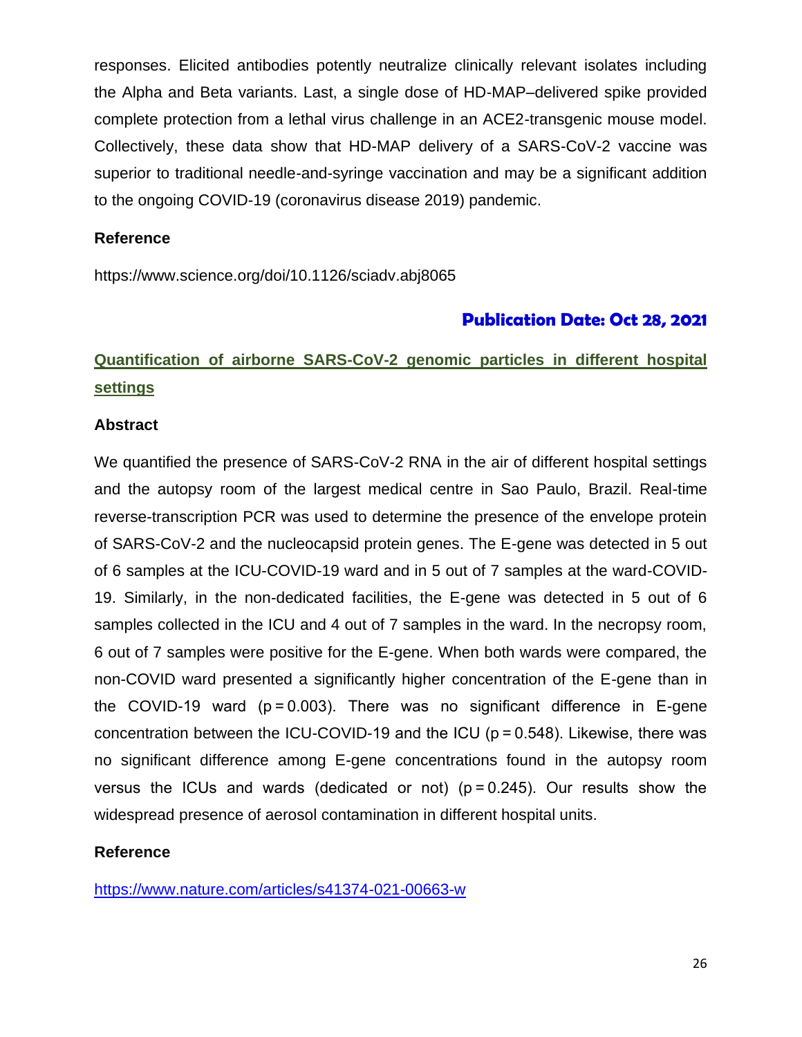responses. Elicited antibodies potently neutralize clinically relevant isolates including the Alpha and Beta variants. Last, a single dose of HD-MAP–delivered spike provided complete protection from a lethal virus challenge in an ACE2-transgenic mouse model. Collectively, these data show that HD-MAP delivery of a SARS-CoV-2 vaccine was superior to traditional needle-and-syringe vaccination and may be a significant addition to the ongoing COVID-19 (coronavirus disease 2019) pandemic.

**Reference**

https://www.science.org/doi/10.1126/sciadv.abj8065

**Publication Date: Oct 28, 2021**

## Quantification of airborne SARS-CoV-2 genomic particles in different hospital settings

**Abstract**

We quantified the presence of SARS-CoV-2 RNA in the air of different hospital settings and the autopsy room of the largest medical centre in Sao Paulo, Brazil. Real-time reverse-transcription PCR was used to determine the presence of the envelope protein of SARS-CoV-2 and the nucleocapsid protein genes. The E-gene was detected in 5 out of 6 samples at the ICU-COVID-19 ward and in 5 out of 7 samples at the ward-COVID-19. Similarly, in the non-dedicated facilities, the E-gene was detected in 5 out of 6 samples collected in the ICU and 4 out of 7 samples in the ward. In the necropsy room, 6 out of 7 samples were positive for the E-gene. When both wards were compared, the non-COVID ward presented a significantly higher concentration of the E-gene than in the COVID-19 ward ($p = 0.003$). There was no significant difference in E-gene concentration between the ICU-COVID-19 and the ICU ($p = 0.548$). Likewise, there was no significant difference among E-gene concentrations found in the autopsy room versus the ICUs and wards (dedicated or not) ($p = 0.245$). Our results show the widespread presence of aerosol contamination in different hospital units.

**Reference**

https://www.nature.com/articles/s41374-021-00663-w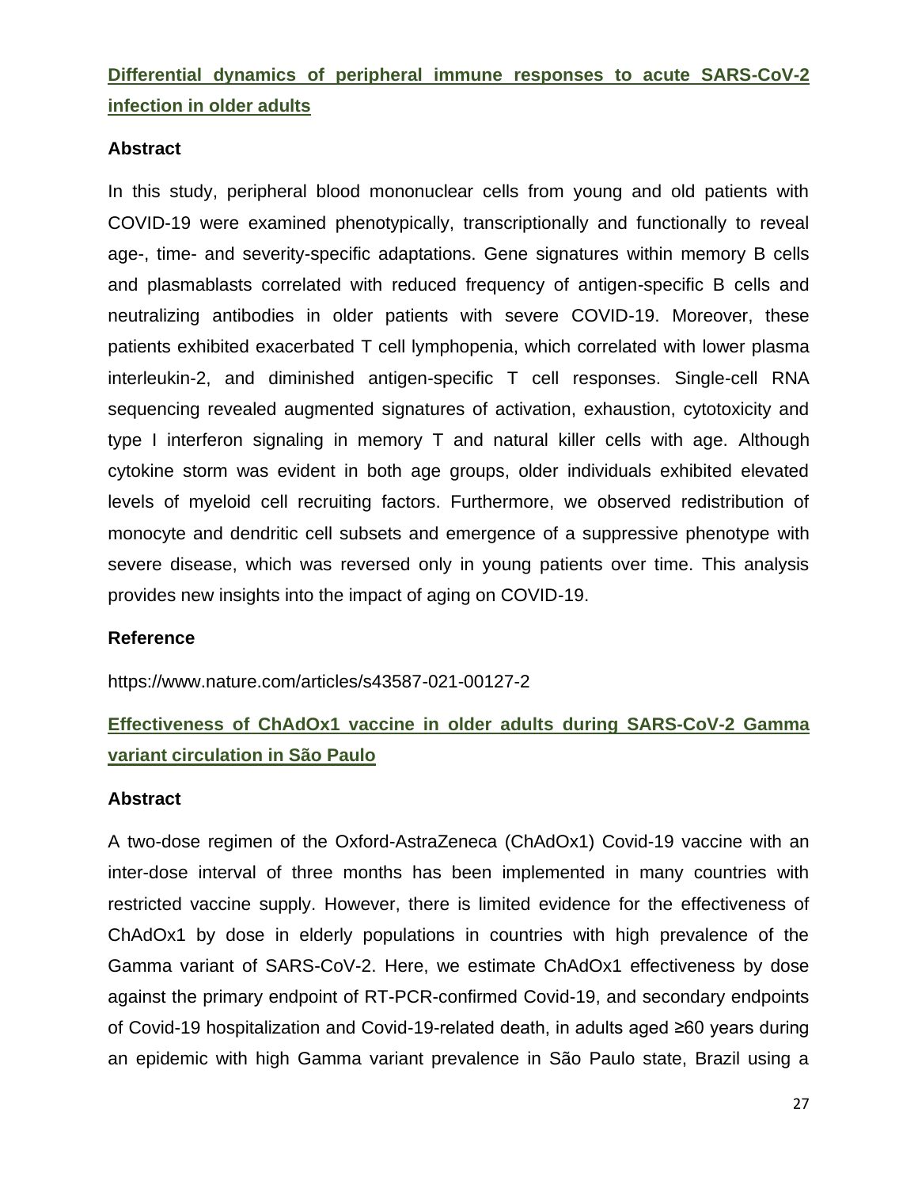## [Differential dynamics of peripheral immune responses to acute SARS-CoV-2 infection in older adults](https://www.nature.com/articles/s43587-021-00127-2)

### Abstract

In this study, peripheral blood mononuclear cells from young and old patients with COVID-19 were examined phenotypically, transcriptionally and functionally to reveal age-, time- and severity-specific adaptations. Gene signatures within memory B cells and plasmablasts correlated with reduced frequency of antigen-specific B cells and neutralizing antibodies in older patients with severe COVID-19. Moreover, these patients exhibited exacerbated T cell lymphopenia, which correlated with lower plasma interleukin-2, and diminished antigen-specific T cell responses. Single-cell RNA sequencing revealed augmented signatures of activation, exhaustion, cytotoxicity and type I interferon signaling in memory T and natural killer cells with age. Although cytokine storm was evident in both age groups, older individuals exhibited elevated levels of myeloid cell recruiting factors. Furthermore, we observed redistribution of monocyte and dendritic cell subsets and emergence of a suppressive phenotype with severe disease, which was reversed only in young patients over time. This analysis provides new insights into the impact of aging on COVID-19.

### Reference

https://www.nature.com/articles/s43587-021-00127-2

## Effectiveness of ChAdOx1 vaccine in older adults during SARS-CoV-2 Gamma variant circulation in São Paulo

### Abstract

A two-dose regimen of the Oxford-AstraZeneca (ChAdOx1) Covid-19 vaccine with an inter-dose interval of three months has been implemented in many countries with restricted vaccine supply. However, there is limited evidence for the effectiveness of ChAdOx1 by dose in elderly populations in countries with high prevalence of the Gamma variant of SARS-CoV-2. Here, we estimate ChAdOx1 effectiveness by dose against the primary endpoint of RT-PCR-confirmed Covid-19, and secondary endpoints of Covid-19 hospitalization and Covid-19-related death, in adults aged ≥60 years during an epidemic with high Gamma variant prevalence in São Paulo state, Brazil using a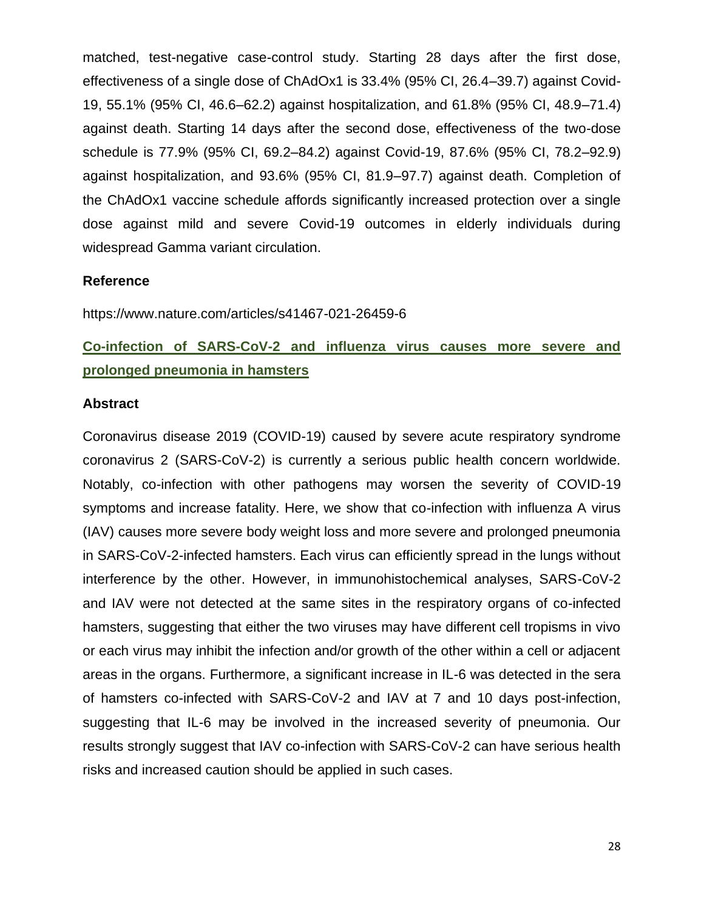matched, test-negative case-control study. Starting 28 days after the first dose, effectiveness of a single dose of ChAdOx1 is 33.4% (95% CI, 26.4–39.7) against Covid-19, 55.1% (95% CI, 46.6–62.2) against hospitalization, and 61.8% (95% CI, 48.9–71.4) against death. Starting 14 days after the second dose, effectiveness of the two-dose schedule is 77.9% (95% CI, 69.2–84.2) against Covid-19, 87.6% (95% CI, 78.2–92.9) against hospitalization, and 93.6% (95% CI, 81.9–97.7) against death. Completion of the ChAdOx1 vaccine schedule affords significantly increased protection over a single dose against mild and severe Covid-19 outcomes in elderly individuals during widespread Gamma variant circulation.

**Reference**

https://www.nature.com/articles/s41467-021-26459-6

## Co-infection of SARS-CoV-2 and influenza virus causes more severe and prolonged pneumonia in hamsters

**Abstract**

Coronavirus disease 2019 (COVID-19) caused by severe acute respiratory syndrome coronavirus 2 (SARS-CoV-2) is currently a serious public health concern worldwide. Notably, co-infection with other pathogens may worsen the severity of COVID-19 symptoms and increase fatality. Here, we show that co-infection with influenza A virus (IAV) causes more severe body weight loss and more severe and prolonged pneumonia in SARS-CoV-2-infected hamsters. Each virus can efficiently spread in the lungs without interference by the other. However, in immunohistochemical analyses, SARS-CoV-2 and IAV were not detected at the same sites in the respiratory organs of co-infected hamsters, suggesting that either the two viruses may have different cell tropisms in vivo or each virus may inhibit the infection and/or growth of the other within a cell or adjacent areas in the organs. Furthermore, a significant increase in IL-6 was detected in the sera of hamsters co-infected with SARS-CoV-2 and IAV at 7 and 10 days post-infection, suggesting that IL-6 may be involved in the increased severity of pneumonia. Our results strongly suggest that IAV co-infection with SARS-CoV-2 can have serious health risks and increased caution should be applied in such cases.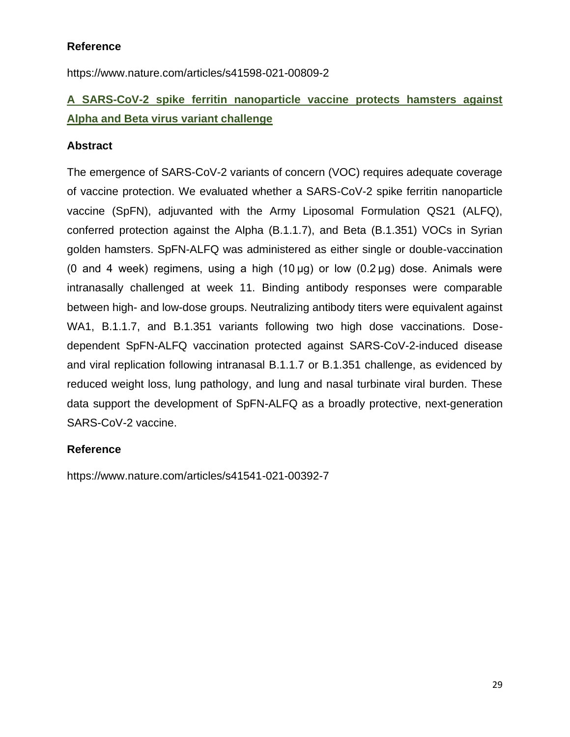**Reference**

https://www.nature.com/articles/s41598-021-00809-2

## A SARS-CoV-2 spike ferritin nanoparticle vaccine protects hamsters against Alpha and Beta virus variant challenge

**Abstract**

The emergence of SARS-CoV-2 variants of concern (VOC) requires adequate coverage of vaccine protection. We evaluated whether a SARS-CoV-2 spike ferritin nanoparticle vaccine (SpFN), adjuvanted with the Army Liposomal Formulation QS21 (ALFQ), conferred protection against the Alpha (B.1.1.7), and Beta (B.1.351) VOCs in Syrian golden hamsters. SpFN-ALFQ was administered as either single or double-vaccination (0 and 4 week) regimens, using a high (10 μg) or low (0.2 μg) dose. Animals were intranasally challenged at week 11. Binding antibody responses were comparable between high- and low-dose groups. Neutralizing antibody titers were equivalent against WA1, B.1.1.7, and B.1.351 variants following two high dose vaccinations. Dose-dependent SpFN-ALFQ vaccination protected against SARS-CoV-2-induced disease and viral replication following intranasal B.1.1.7 or B.1.351 challenge, as evidenced by reduced weight loss, lung pathology, and lung and nasal turbinate viral burden. These data support the development of SpFN-ALFQ as a broadly protective, next-generation SARS-CoV-2 vaccine.

**Reference**

https://www.nature.com/articles/s41541-021-00392-7